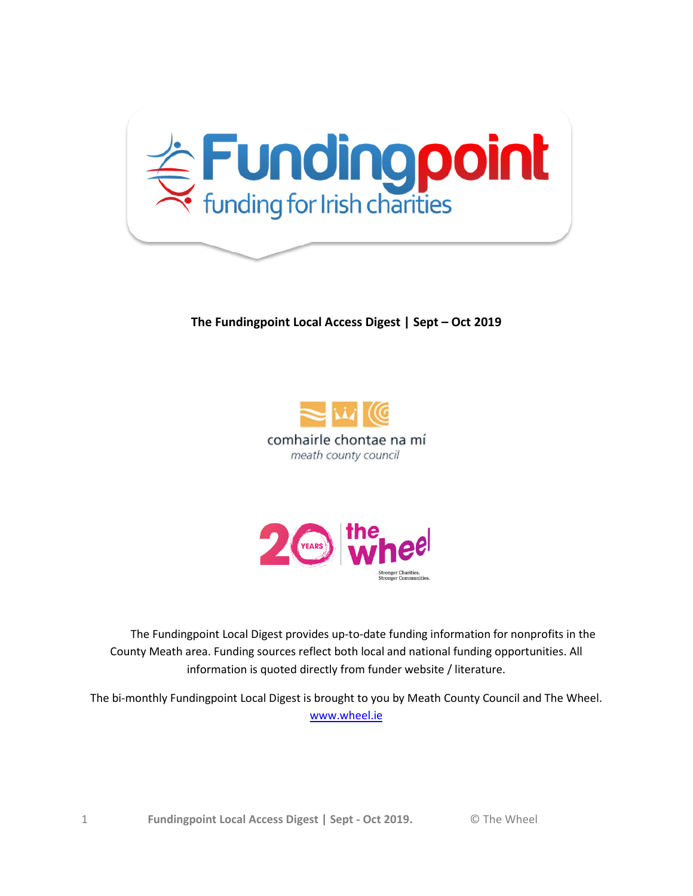# Fundingpoint

funding for Irish charities

**The Fundingpoint Local Access Digest | Sept – Oct 2019**

comhairle chontae na mí

*meath county council*

20 YEARS the wheel

Stronger Charities. Stronger Communities.

The Fundingpoint Local Digest provides up-to-date funding information for nonprofits in the County Meath area. Funding sources reflect both local and national funding opportunities. All information is quoted directly from funder website / literature.

The bi-monthly Fundingpoint Local Digest is brought to you by Meath County Council and The Wheel. [www.wheel.ie](http://www.wheel.ie)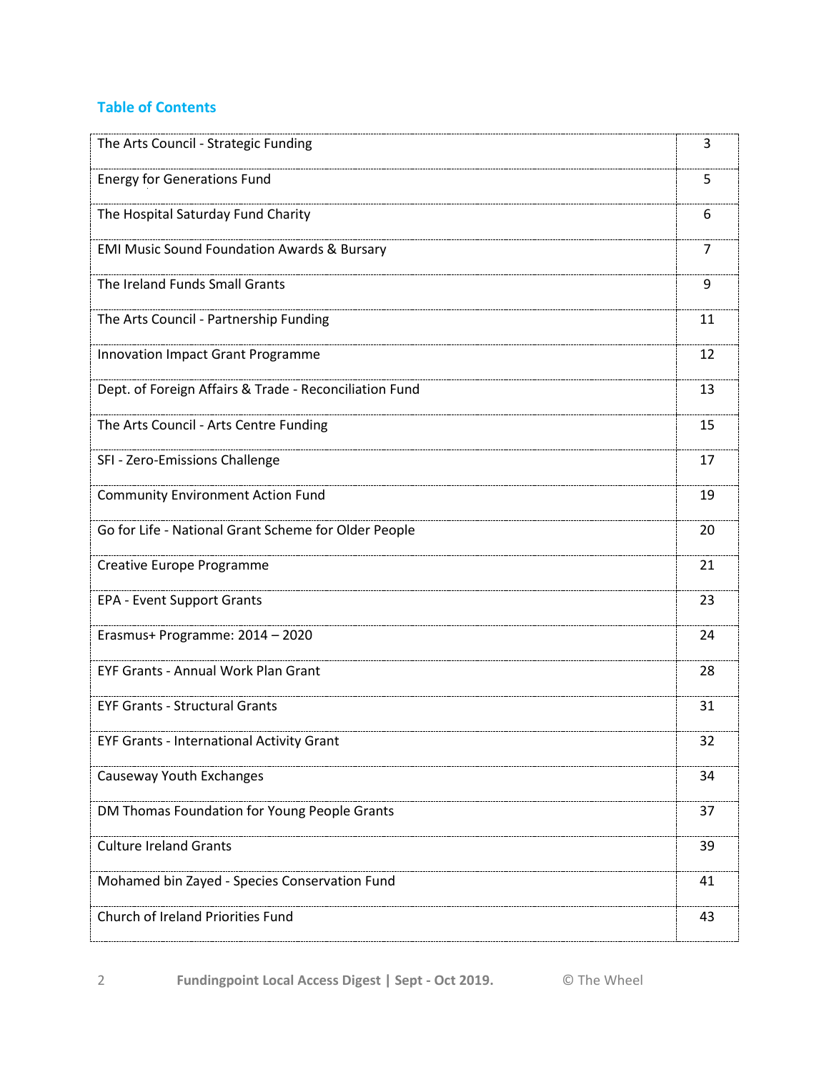## Table of Contents

| | |
|---|---|
| The Arts Council - Strategic Funding | 3 |
| Energy for Generations Fund | 5 |
| The Hospital Saturday Fund Charity | 6 |
| EMI Music Sound Foundation Awards & Bursary | 7 |
| The Ireland Funds Small Grants | 9 |
| The Arts Council - Partnership Funding | 11 |
| Innovation Impact Grant Programme | 12 |
| Dept. of Foreign Affairs & Trade - Reconciliation Fund | 13 |
| The Arts Council - Arts Centre Funding | 15 |
| SFI - Zero-Emissions Challenge | 17 |
| Community Environment Action Fund | 19 |
| Go for Life - National Grant Scheme for Older People | 20 |
| Creative Europe Programme | 21 |
| EPA - Event Support Grants | 23 |
| Erasmus+ Programme: 2014 – 2020 | 24 |
| EYF Grants - Annual Work Plan Grant | 28 |
| EYF Grants - Structural Grants | 31 |
| EYF Grants - International Activity Grant | 32 |
| Causeway Youth Exchanges | 34 |
| DM Thomas Foundation for Young People Grants | 37 |
| Culture Ireland Grants | 39 |
| Mohamed bin Zayed - Species Conservation Fund | 41 |
| Church of Ireland Priorities Fund | 43 |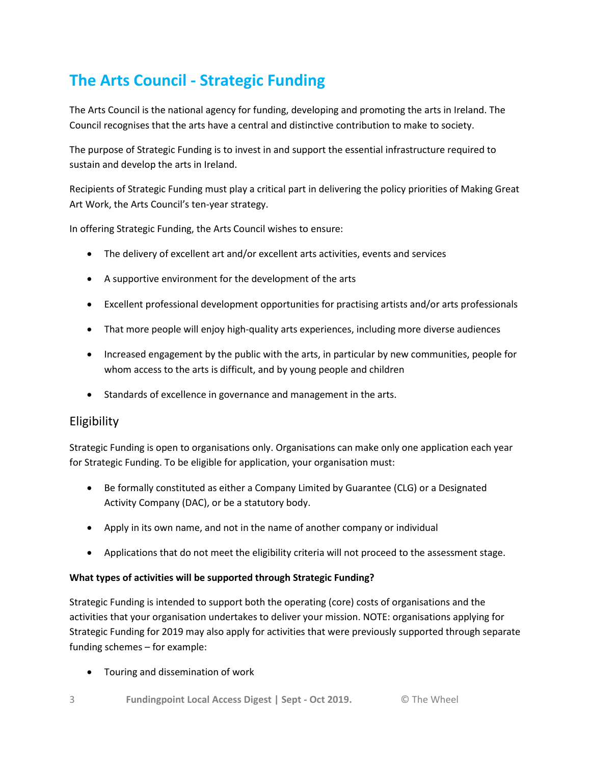# The Arts Council - Strategic Funding

The Arts Council is the national agency for funding, developing and promoting the arts in Ireland. The Council recognises that the arts have a central and distinctive contribution to make to society.

The purpose of Strategic Funding is to invest in and support the essential infrastructure required to sustain and develop the arts in Ireland.

Recipients of Strategic Funding must play a critical part in delivering the policy priorities of Making Great Art Work, the Arts Council's ten-year strategy.

In offering Strategic Funding, the Arts Council wishes to ensure:

- The delivery of excellent art and/or excellent arts activities, events and services
- A supportive environment for the development of the arts
- Excellent professional development opportunities for practising artists and/or arts professionals
- That more people will enjoy high-quality arts experiences, including more diverse audiences
- Increased engagement by the public with the arts, in particular by new communities, people for whom access to the arts is difficult, and by young people and children
- Standards of excellence in governance and management in the arts.

## Eligibility

Strategic Funding is open to organisations only. Organisations can make only one application each year for Strategic Funding. To be eligible for application, your organisation must:

- Be formally constituted as either a Company Limited by Guarantee (CLG) or a Designated Activity Company (DAC), or be a statutory body.
- Apply in its own name, and not in the name of another company or individual
- Applications that do not meet the eligibility criteria will not proceed to the assessment stage.

**What types of activities will be supported through Strategic Funding?**

Strategic Funding is intended to support both the operating (core) costs of organisations and the activities that your organisation undertakes to deliver your mission. NOTE: organisations applying for Strategic Funding for 2019 may also apply for activities that were previously supported through separate funding schemes – for example:

- Touring and dissemination of work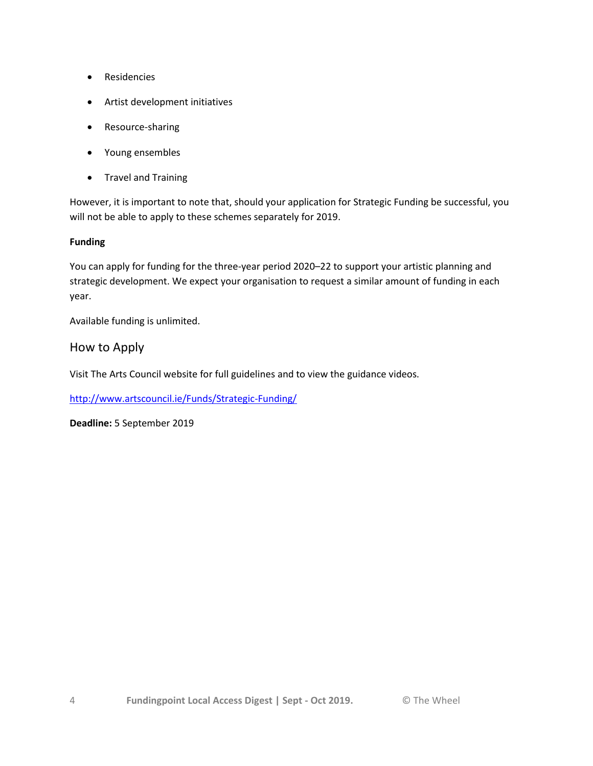- Residencies
- Artist development initiatives
- Resource-sharing
- Young ensembles
- Travel and Training

However, it is important to note that, should your application for Strategic Funding be successful, you will not be able to apply to these schemes separately for 2019.

**Funding**

You can apply for funding for the three-year period 2020–22 to support your artistic planning and strategic development. We expect your organisation to request a similar amount of funding in each year.

Available funding is unlimited.

## How to Apply

Visit The Arts Council website for full guidelines and to view the guidance videos.

http://www.artscouncil.ie/Funds/Strategic-Funding/

**Deadline:** 5 September 2019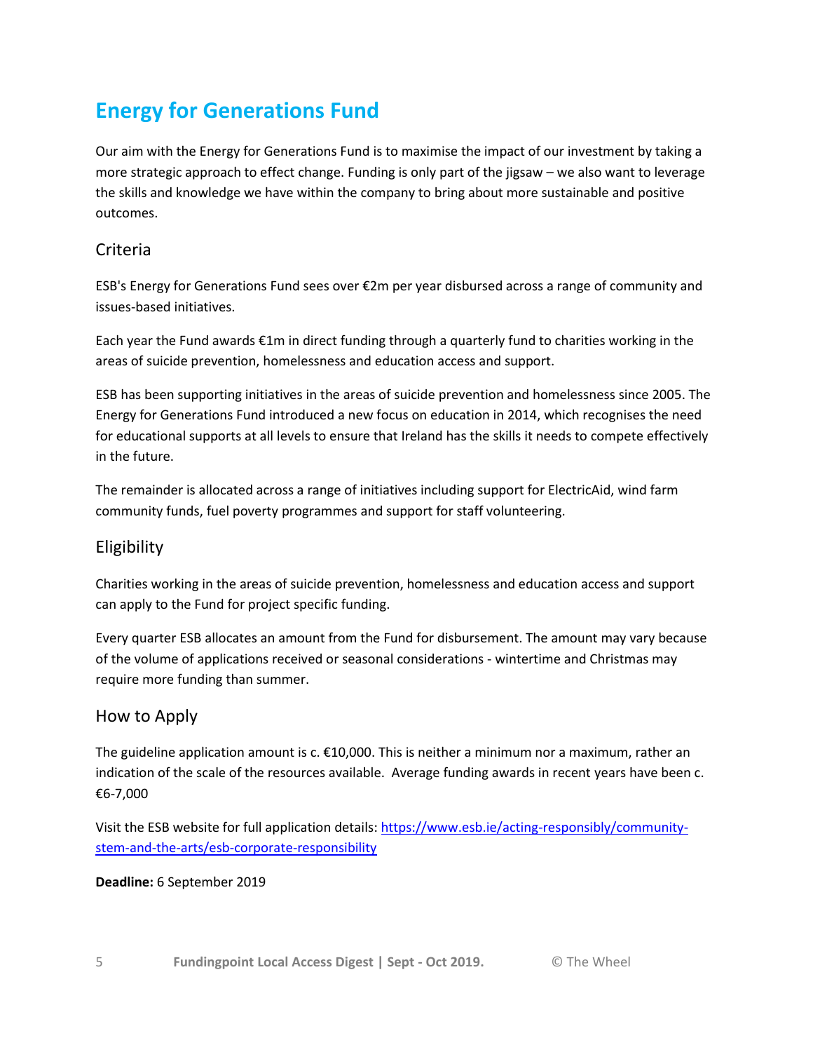# Energy for Generations Fund

Our aim with the Energy for Generations Fund is to maximise the impact of our investment by taking a more strategic approach to effect change. Funding is only part of the jigsaw – we also want to leverage the skills and knowledge we have within the company to bring about more sustainable and positive outcomes.

## Criteria

ESB's Energy for Generations Fund sees over €2m per year disbursed across a range of community and issues-based initiatives.

Each year the Fund awards €1m in direct funding through a quarterly fund to charities working in the areas of suicide prevention, homelessness and education access and support.

ESB has been supporting initiatives in the areas of suicide prevention and homelessness since 2005. The Energy for Generations Fund introduced a new focus on education in 2014, which recognises the need for educational supports at all levels to ensure that Ireland has the skills it needs to compete effectively in the future.

The remainder is allocated across a range of initiatives including support for ElectricAid, wind farm community funds, fuel poverty programmes and support for staff volunteering.

## Eligibility

Charities working in the areas of suicide prevention, homelessness and education access and support can apply to the Fund for project specific funding.

Every quarter ESB allocates an amount from the Fund for disbursement. The amount may vary because of the volume of applications received or seasonal considerations - wintertime and Christmas may require more funding than summer.

## How to Apply

The guideline application amount is c. €10,000. This is neither a minimum nor a maximum, rather an indication of the scale of the resources available. Average funding awards in recent years have been c. €6-7,000

Visit the ESB website for full application details: https://www.esb.ie/acting-responsibly/community-stem-and-the-arts/esb-corporate-responsibility

**Deadline:** 6 September 2019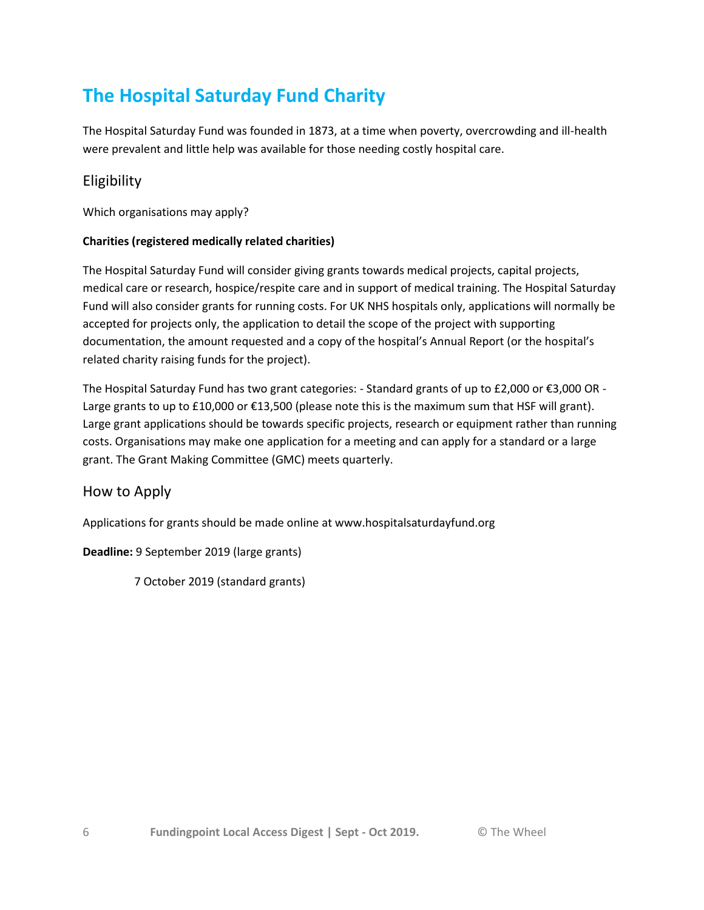# The Hospital Saturday Fund Charity

The Hospital Saturday Fund was founded in 1873, at a time when poverty, overcrowding and ill-health were prevalent and little help was available for those needing costly hospital care.

## Eligibility

Which organisations may apply?

**Charities (registered medically related charities)**

The Hospital Saturday Fund will consider giving grants towards medical projects, capital projects, medical care or research, hospice/respite care and in support of medical training. The Hospital Saturday Fund will also consider grants for running costs. For UK NHS hospitals only, applications will normally be accepted for projects only, the application to detail the scope of the project with supporting documentation, the amount requested and a copy of the hospital's Annual Report (or the hospital's related charity raising funds for the project).

The Hospital Saturday Fund has two grant categories: - Standard grants of up to £2,000 or €3,000 OR - Large grants to up to £10,000 or €13,500 (please note this is the maximum sum that HSF will grant). Large grant applications should be towards specific projects, research or equipment rather than running costs. Organisations may make one application for a meeting and can apply for a standard or a large grant. The Grant Making Committee (GMC) meets quarterly.

## How to Apply

Applications for grants should be made online at www.hospitalsaturdayfund.org

**Deadline:** 9 September 2019 (large grants)

7 October 2019 (standard grants)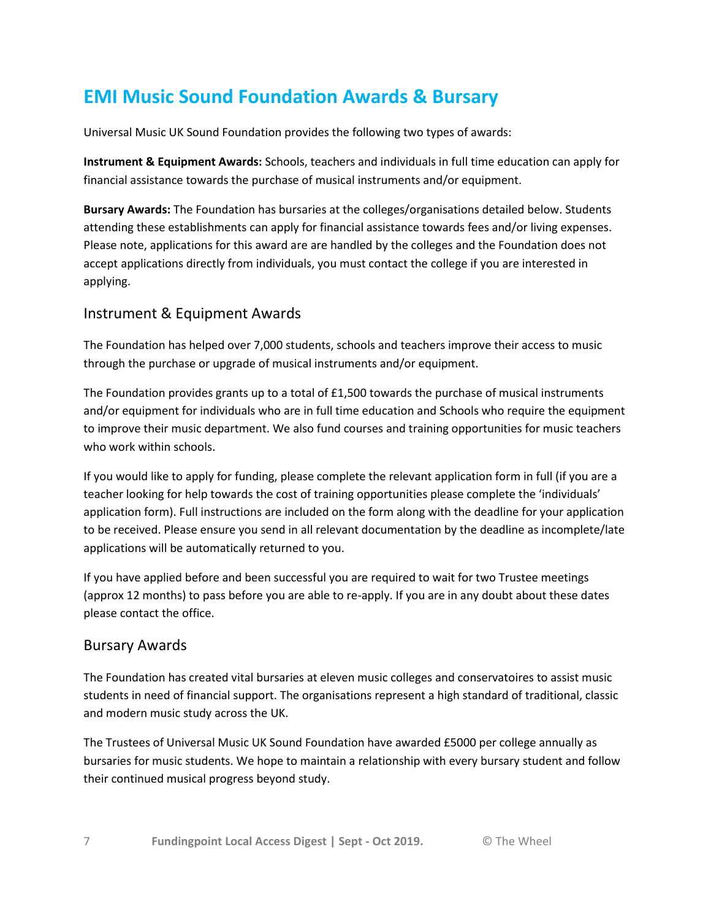# EMI Music Sound Foundation Awards & Bursary

Universal Music UK Sound Foundation provides the following two types of awards:

**Instrument & Equipment Awards:** Schools, teachers and individuals in full time education can apply for financial assistance towards the purchase of musical instruments and/or equipment.

**Bursary Awards:** The Foundation has bursaries at the colleges/organisations detailed below. Students attending these establishments can apply for financial assistance towards fees and/or living expenses. Please note, applications for this award are are handled by the colleges and the Foundation does not accept applications directly from individuals, you must contact the college if you are interested in applying.

## Instrument & Equipment Awards

The Foundation has helped over 7,000 students, schools and teachers improve their access to music through the purchase or upgrade of musical instruments and/or equipment.

The Foundation provides grants up to a total of £1,500 towards the purchase of musical instruments and/or equipment for individuals who are in full time education and Schools who require the equipment to improve their music department. We also fund courses and training opportunities for music teachers who work within schools.

If you would like to apply for funding, please complete the relevant application form in full (if you are a teacher looking for help towards the cost of training opportunities please complete the 'individuals' application form). Full instructions are included on the form along with the deadline for your application to be received. Please ensure you send in all relevant documentation by the deadline as incomplete/late applications will be automatically returned to you.

If you have applied before and been successful you are required to wait for two Trustee meetings (approx 12 months) to pass before you are able to re-apply. If you are in any doubt about these dates please contact the office.

## Bursary Awards

The Foundation has created vital bursaries at eleven music colleges and conservatoires to assist music students in need of financial support. The organisations represent a high standard of traditional, classic and modern music study across the UK.

The Trustees of Universal Music UK Sound Foundation have awarded £5000 per college annually as bursaries for music students. We hope to maintain a relationship with every bursary student and follow their continued musical progress beyond study.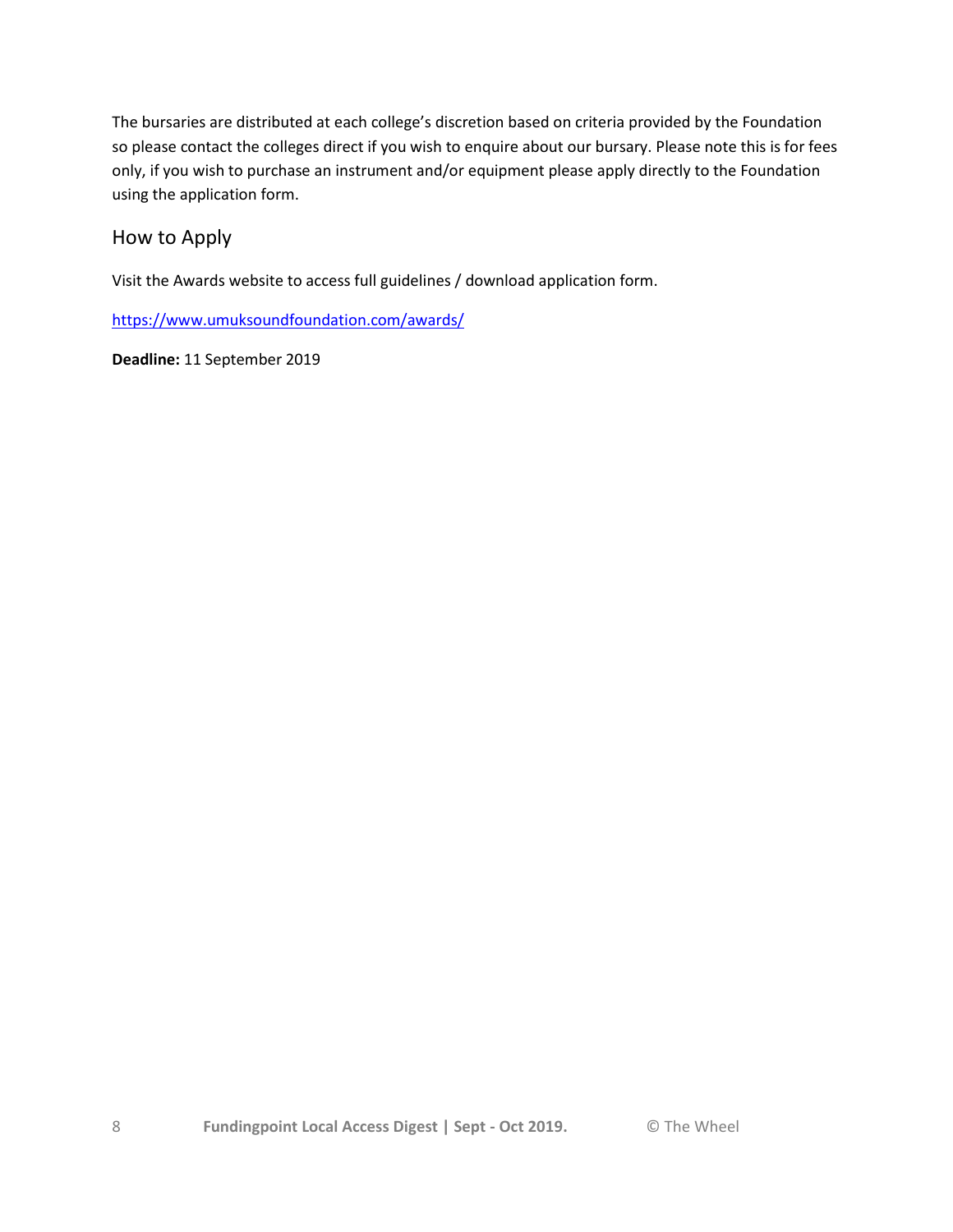The bursaries are distributed at each college's discretion based on criteria provided by the Foundation so please contact the colleges direct if you wish to enquire about our bursary. Please note this is for fees only, if you wish to purchase an instrument and/or equipment please apply directly to the Foundation using the application form.

## How to Apply

Visit the Awards website to access full guidelines / download application form.

https://www.umuksoundfoundation.com/awards/

**Deadline:** 11 September 2019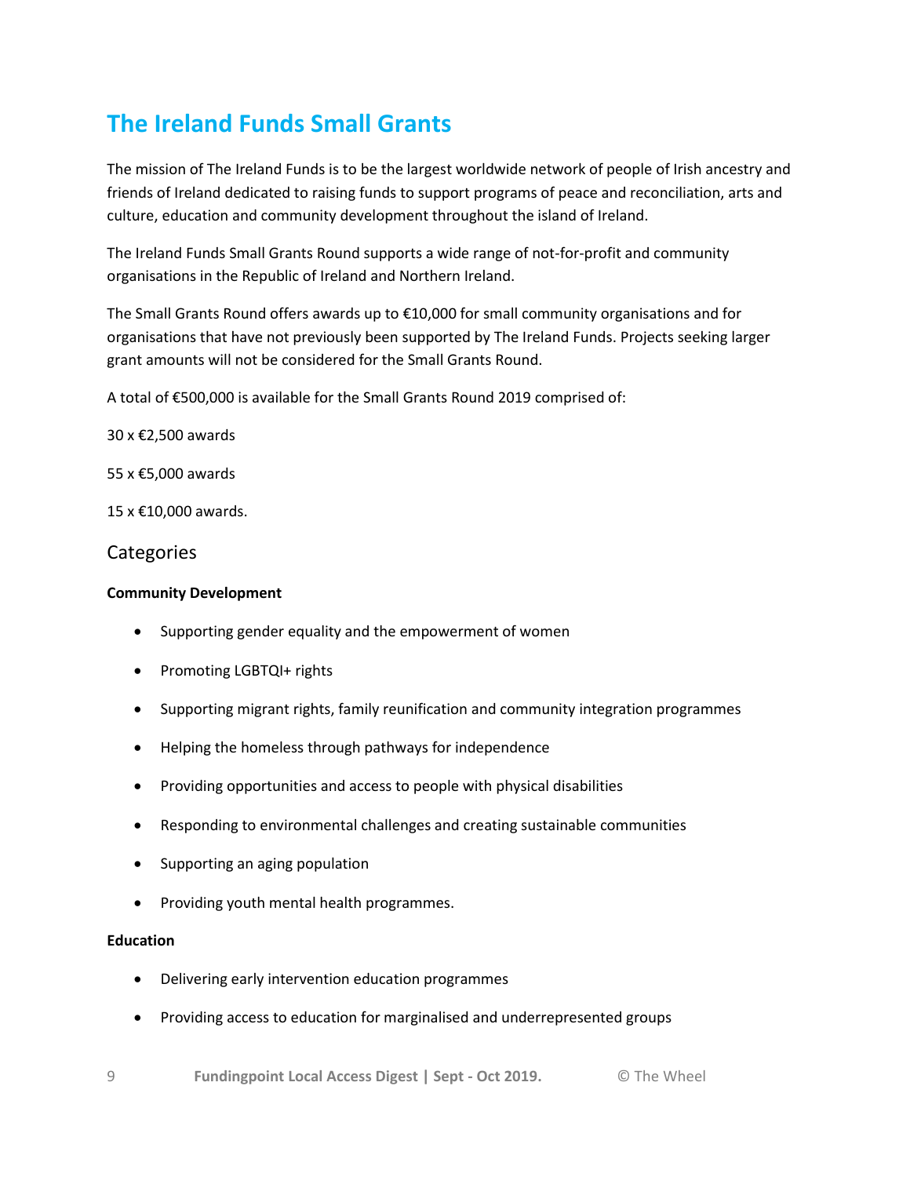## The Ireland Funds Small Grants

The mission of The Ireland Funds is to be the largest worldwide network of people of Irish ancestry and friends of Ireland dedicated to raising funds to support programs of peace and reconciliation, arts and culture, education and community development throughout the island of Ireland.

The Ireland Funds Small Grants Round supports a wide range of not-for-profit and community organisations in the Republic of Ireland and Northern Ireland.

The Small Grants Round offers awards up to €10,000 for small community organisations and for organisations that have not previously been supported by The Ireland Funds. Projects seeking larger grant amounts will not be considered for the Small Grants Round.

A total of €500,000 is available for the Small Grants Round 2019 comprised of:

30 x €2,500 awards

55 x €5,000 awards

15 x €10,000 awards.

### Categories

**Community Development**

- Supporting gender equality and the empowerment of women
- Promoting LGBTQI+ rights
- Supporting migrant rights, family reunification and community integration programmes
- Helping the homeless through pathways for independence
- Providing opportunities and access to people with physical disabilities
- Responding to environmental challenges and creating sustainable communities
- Supporting an aging population
- Providing youth mental health programmes.

**Education**

- Delivering early intervention education programmes
- Providing access to education for marginalised and underrepresented groups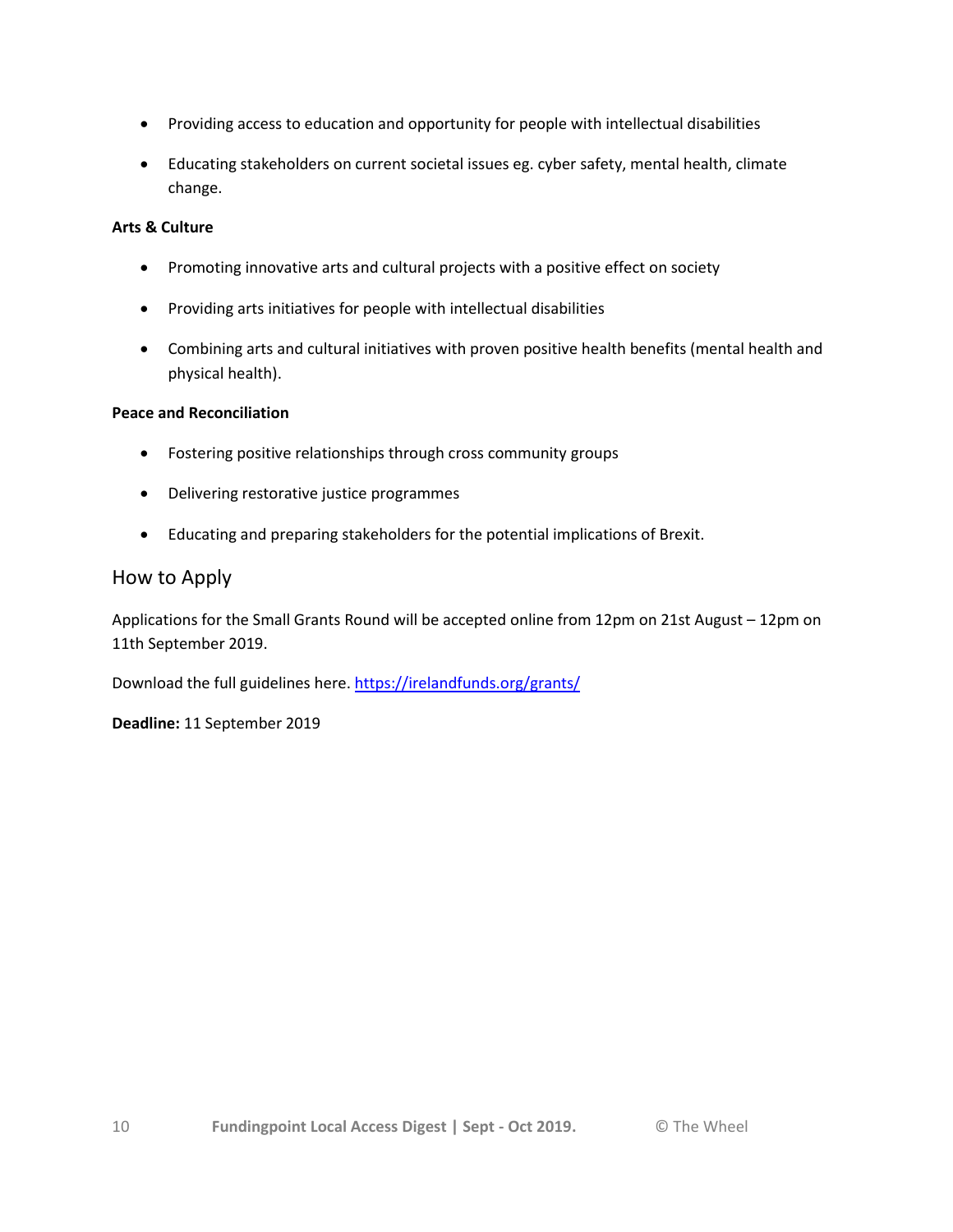- Providing access to education and opportunity for people with intellectual disabilities
- Educating stakeholders on current societal issues eg. cyber safety, mental health, climate change.

**Arts & Culture**

- Promoting innovative arts and cultural projects with a positive effect on society
- Providing arts initiatives for people with intellectual disabilities
- Combining arts and cultural initiatives with proven positive health benefits (mental health and physical health).

**Peace and Reconciliation**

- Fostering positive relationships through cross community groups
- Delivering restorative justice programmes
- Educating and preparing stakeholders for the potential implications of Brexit.

## How to Apply

Applications for the Small Grants Round will be accepted online from 12pm on 21st August – 12pm on 11th September 2019.

Download the full guidelines here. [https://irelandfunds.org/grants/](https://irelandfunds.org/grants/)

**Deadline:** 11 September 2019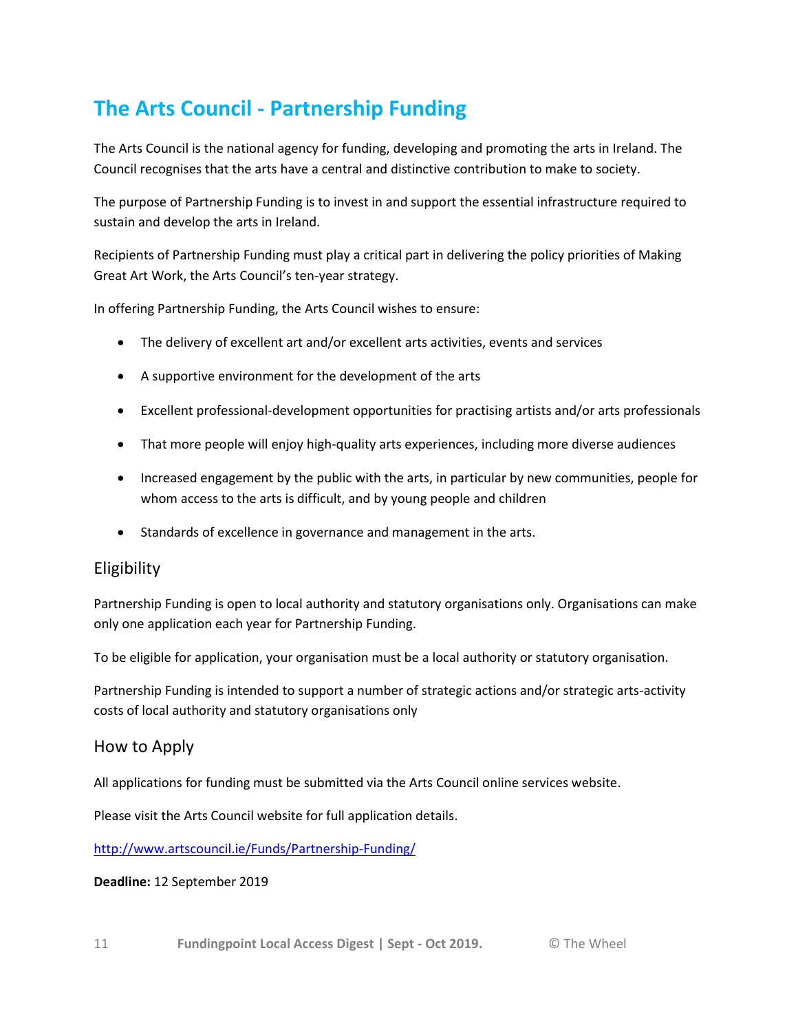# The Arts Council - Partnership Funding

The Arts Council is the national agency for funding, developing and promoting the arts in Ireland. The Council recognises that the arts have a central and distinctive contribution to make to society.

The purpose of Partnership Funding is to invest in and support the essential infrastructure required to sustain and develop the arts in Ireland.

Recipients of Partnership Funding must play a critical part in delivering the policy priorities of Making Great Art Work, the Arts Council's ten-year strategy.

In offering Partnership Funding, the Arts Council wishes to ensure:

- The delivery of excellent art and/or excellent arts activities, events and services
- A supportive environment for the development of the arts
- Excellent professional-development opportunities for practising artists and/or arts professionals
- That more people will enjoy high-quality arts experiences, including more diverse audiences
- Increased engagement by the public with the arts, in particular by new communities, people for whom access to the arts is difficult, and by young people and children
- Standards of excellence in governance and management in the arts.

## Eligibility

Partnership Funding is open to local authority and statutory organisations only. Organisations can make only one application each year for Partnership Funding.

To be eligible for application, your organisation must be a local authority or statutory organisation.

Partnership Funding is intended to support a number of strategic actions and/or strategic arts-activity costs of local authority and statutory organisations only

## How to Apply

All applications for funding must be submitted via the Arts Council online services website.

Please visit the Arts Council website for full application details.

http://www.artscouncil.ie/Funds/Partnership-Funding/

**Deadline:** 12 September 2019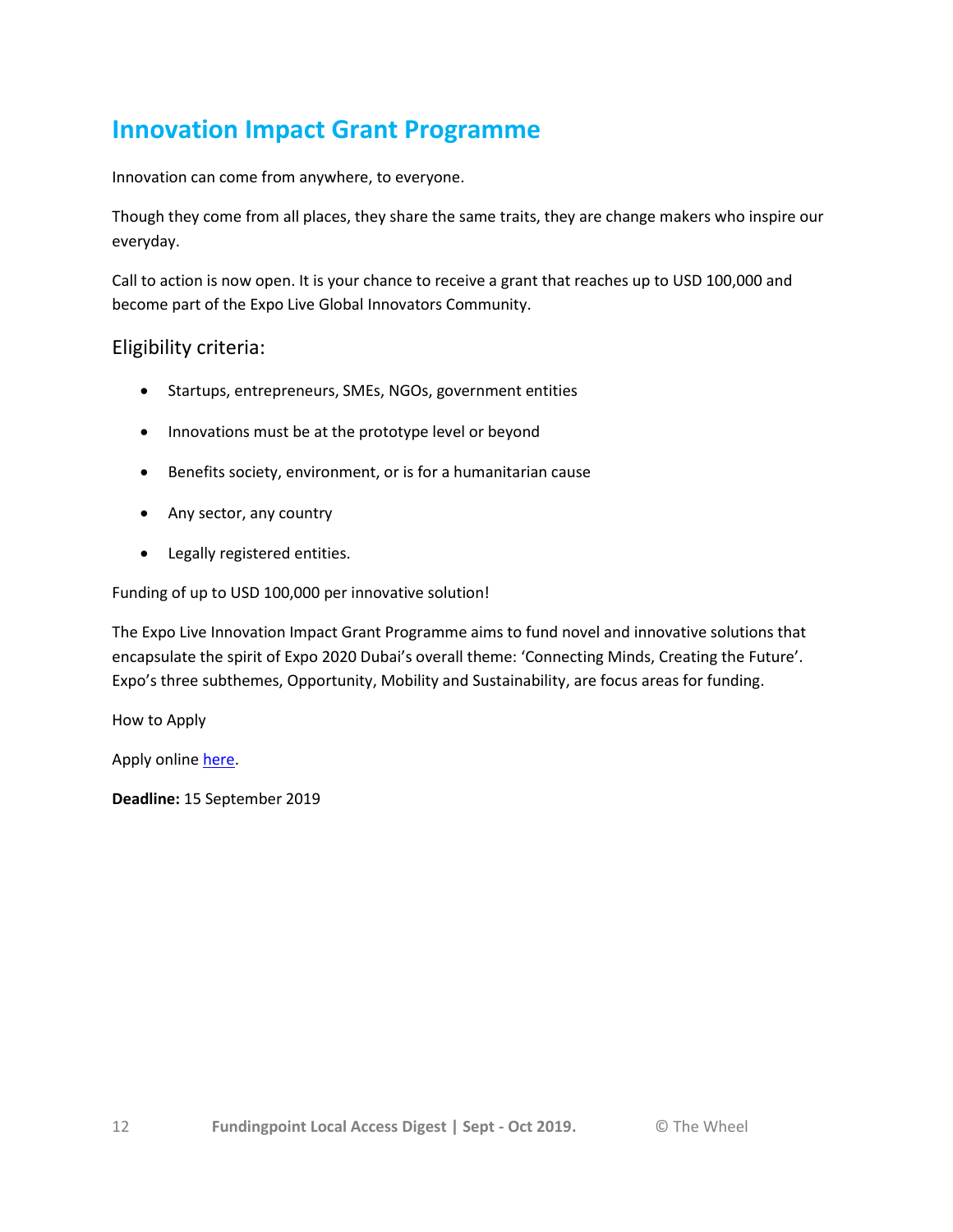# Innovation Impact Grant Programme

Innovation can come from anywhere, to everyone.

Though they come from all places, they share the same traits, they are change makers who inspire our everyday.

Call to action is now open. It is your chance to receive a grant that reaches up to USD 100,000 and become part of the Expo Live Global Innovators Community.

## Eligibility criteria:

- Startups, entrepreneurs, SMEs, NGOs, government entities
- Innovations must be at the prototype level or beyond
- Benefits society, environment, or is for a humanitarian cause
- Any sector, any country
- Legally registered entities.

Funding of up to USD 100,000 per innovative solution!

The Expo Live Innovation Impact Grant Programme aims to fund novel and innovative solutions that encapsulate the spirit of Expo 2020 Dubai's overall theme: 'Connecting Minds, Creating the Future'. Expo's three subthemes, Opportunity, Mobility and Sustainability, are focus areas for funding.

How to Apply

Apply online here.

**Deadline:** 15 September 2019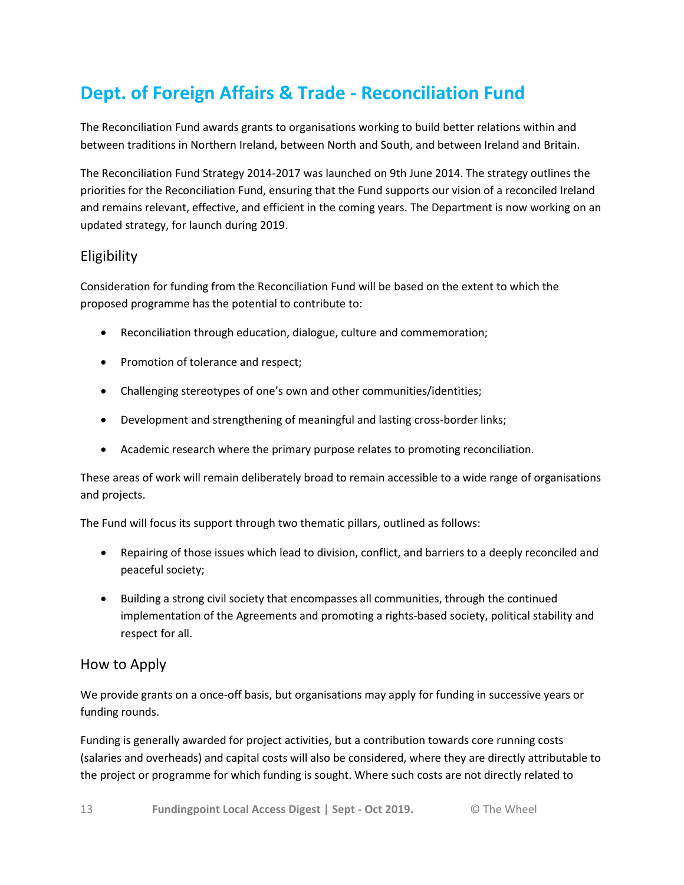# Dept. of Foreign Affairs & Trade - Reconciliation Fund

The Reconciliation Fund awards grants to organisations working to build better relations within and between traditions in Northern Ireland, between North and South, and between Ireland and Britain.

The Reconciliation Fund Strategy 2014-2017 was launched on 9th June 2014. The strategy outlines the priorities for the Reconciliation Fund, ensuring that the Fund supports our vision of a reconciled Ireland and remains relevant, effective, and efficient in the coming years. The Department is now working on an updated strategy, for launch during 2019.

## Eligibility

Consideration for funding from the Reconciliation Fund will be based on the extent to which the proposed programme has the potential to contribute to:

- Reconciliation through education, dialogue, culture and commemoration;
- Promotion of tolerance and respect;
- Challenging stereotypes of one's own and other communities/identities;
- Development and strengthening of meaningful and lasting cross-border links;
- Academic research where the primary purpose relates to promoting reconciliation.

These areas of work will remain deliberately broad to remain accessible to a wide range of organisations and projects.

The Fund will focus its support through two thematic pillars, outlined as follows:

- Repairing of those issues which lead to division, conflict, and barriers to a deeply reconciled and peaceful society;
- Building a strong civil society that encompasses all communities, through the continued implementation of the Agreements and promoting a rights-based society, political stability and respect for all.

## How to Apply

We provide grants on a once-off basis, but organisations may apply for funding in successive years or funding rounds.

Funding is generally awarded for project activities, but a contribution towards core running costs (salaries and overheads) and capital costs will also be considered, where they are directly attributable to the project or programme for which funding is sought. Where such costs are not directly related to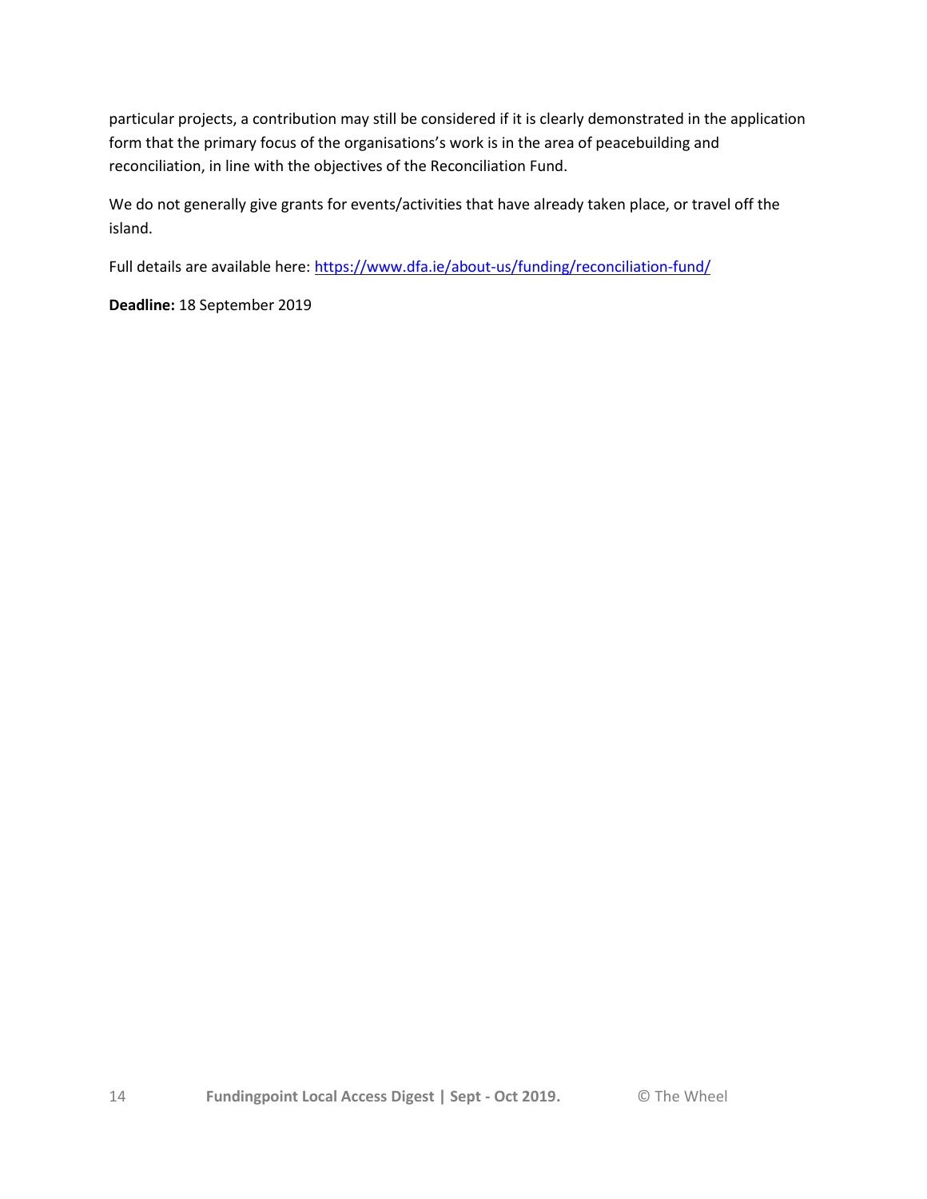particular projects, a contribution may still be considered if it is clearly demonstrated in the application form that the primary focus of the organisations's work is in the area of peacebuilding and reconciliation, in line with the objectives of the Reconciliation Fund.

We do not generally give grants for events/activities that have already taken place, or travel off the island.

Full details are available here: [https://www.dfa.ie/about-us/funding/reconciliation-fund/](https://www.dfa.ie/about-us/funding/reconciliation-fund/)

**Deadline:** 18 September 2019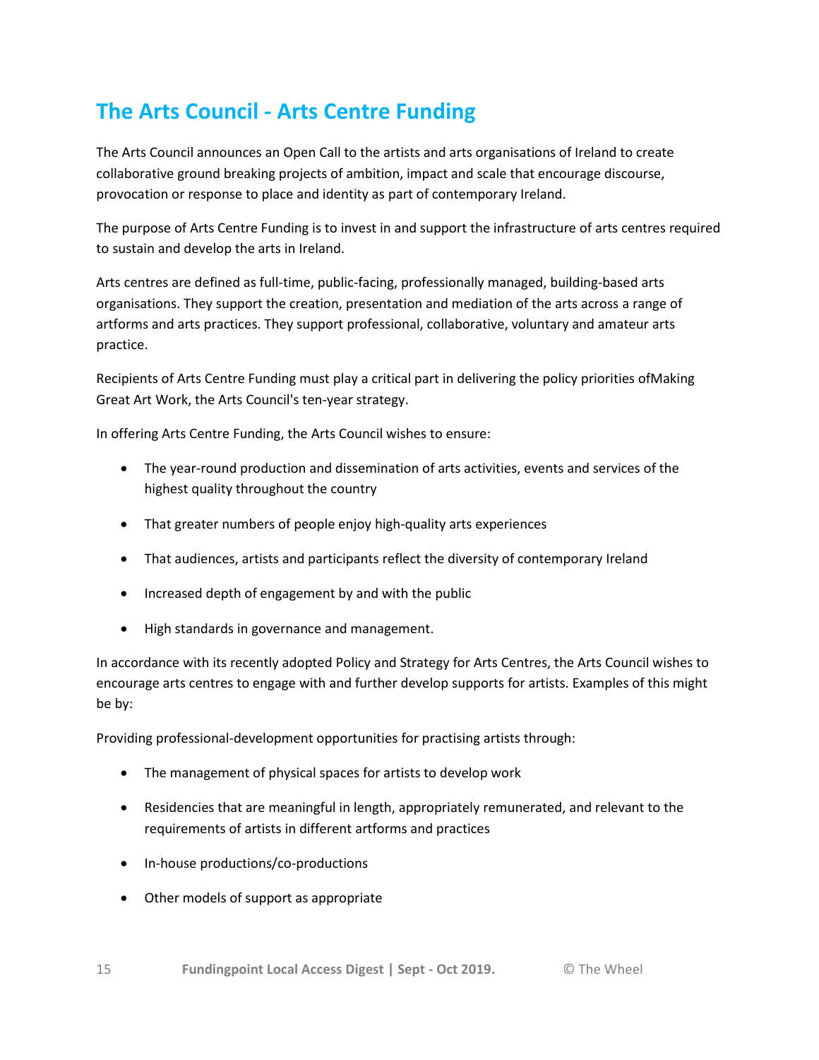# The Arts Council - Arts Centre Funding

The Arts Council announces an Open Call to the artists and arts organisations of Ireland to create collaborative ground breaking projects of ambition, impact and scale that encourage discourse, provocation or response to place and identity as part of contemporary Ireland.

The purpose of Arts Centre Funding is to invest in and support the infrastructure of arts centres required to sustain and develop the arts in Ireland.

Arts centres are defined as full-time, public-facing, professionally managed, building-based arts organisations. They support the creation, presentation and mediation of the arts across a range of artforms and arts practices. They support professional, collaborative, voluntary and amateur arts practice.

Recipients of Arts Centre Funding must play a critical part in delivering the policy priorities ofMaking Great Art Work, the Arts Council's ten-year strategy.

In offering Arts Centre Funding, the Arts Council wishes to ensure:

- The year-round production and dissemination of arts activities, events and services of the highest quality throughout the country
- That greater numbers of people enjoy high-quality arts experiences
- That audiences, artists and participants reflect the diversity of contemporary Ireland
- Increased depth of engagement by and with the public
- High standards in governance and management.

In accordance with its recently adopted Policy and Strategy for Arts Centres, the Arts Council wishes to encourage arts centres to engage with and further develop supports for artists. Examples of this might be by:

Providing professional-development opportunities for practising artists through:

- The management of physical spaces for artists to develop work
- Residencies that are meaningful in length, appropriately remunerated, and relevant to the requirements of artists in different artforms and practices
- In-house productions/co-productions
- Other models of support as appropriate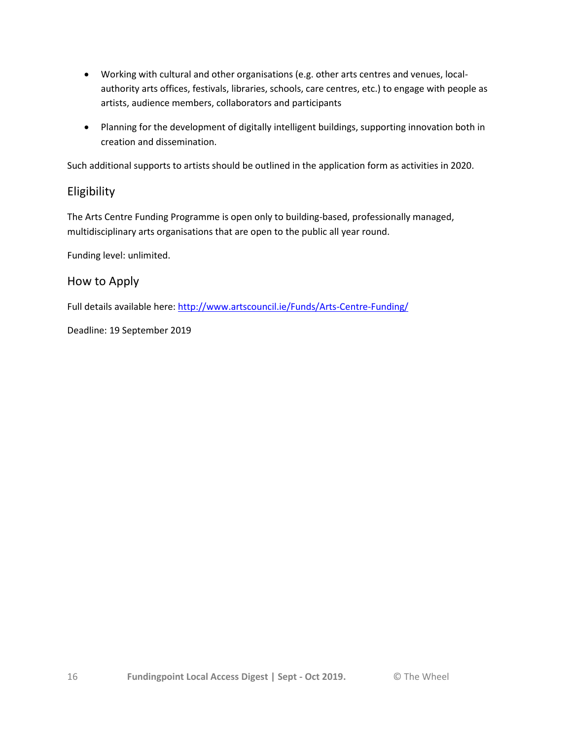- Working with cultural and other organisations (e.g. other arts centres and venues, local-authority arts offices, festivals, libraries, schools, care centres, etc.) to engage with people as artists, audience members, collaborators and participants

- Planning for the development of digitally intelligent buildings, supporting innovation both in creation and dissemination.

Such additional supports to artists should be outlined in the application form as activities in 2020.

## Eligibility

The Arts Centre Funding Programme is open only to building-based, professionally managed, multidisciplinary arts organisations that are open to the public all year round.

Funding level: unlimited.

## How to Apply

Full details available here: [http://www.artscouncil.ie/Funds/Arts-Centre-Funding/](http://www.artscouncil.ie/Funds/Arts-Centre-Funding/)

Deadline: 19 September 2019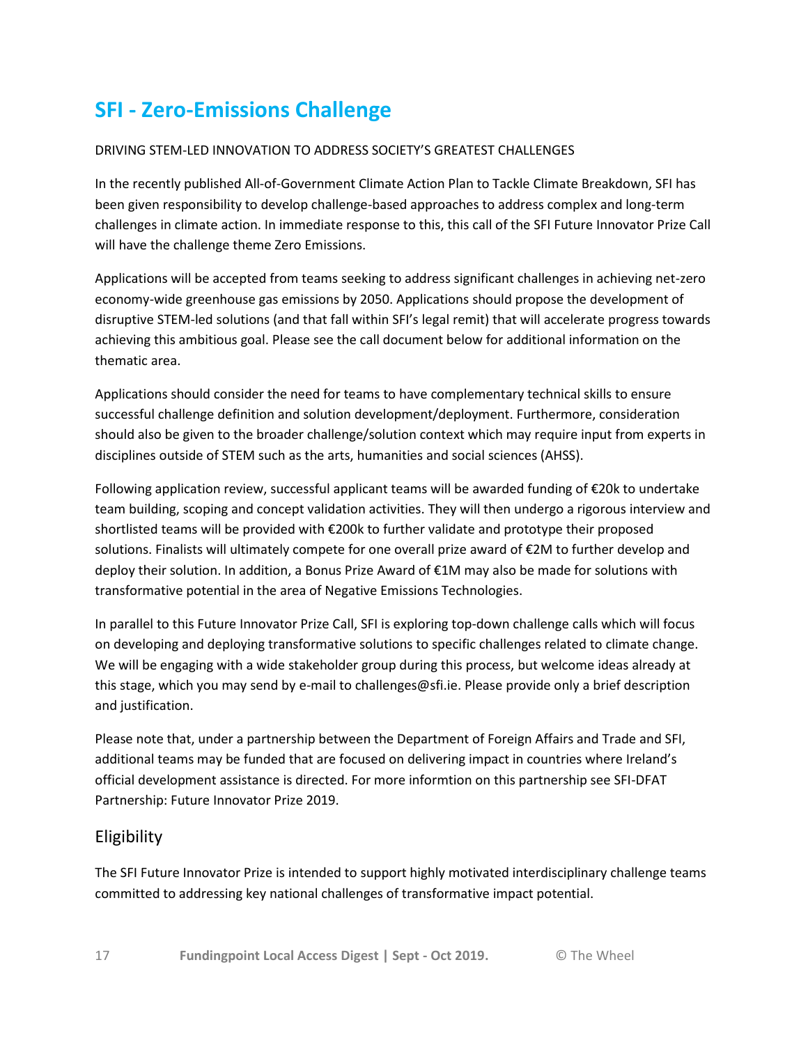# SFI - Zero-Emissions Challenge

DRIVING STEM-LED INNOVATION TO ADDRESS SOCIETY'S GREATEST CHALLENGES

In the recently published All-of-Government Climate Action Plan to Tackle Climate Breakdown, SFI has been given responsibility to develop challenge-based approaches to address complex and long-term challenges in climate action. In immediate response to this, this call of the SFI Future Innovator Prize Call will have the challenge theme Zero Emissions.

Applications will be accepted from teams seeking to address significant challenges in achieving net-zero economy-wide greenhouse gas emissions by 2050. Applications should propose the development of disruptive STEM-led solutions (and that fall within SFI's legal remit) that will accelerate progress towards achieving this ambitious goal. Please see the call document below for additional information on the thematic area.

Applications should consider the need for teams to have complementary technical skills to ensure successful challenge definition and solution development/deployment. Furthermore, consideration should also be given to the broader challenge/solution context which may require input from experts in disciplines outside of STEM such as the arts, humanities and social sciences (AHSS).

Following application review, successful applicant teams will be awarded funding of €20k to undertake team building, scoping and concept validation activities. They will then undergo a rigorous interview and shortlisted teams will be provided with €200k to further validate and prototype their proposed solutions. Finalists will ultimately compete for one overall prize award of €2M to further develop and deploy their solution. In addition, a Bonus Prize Award of €1M may also be made for solutions with transformative potential in the area of Negative Emissions Technologies.

In parallel to this Future Innovator Prize Call, SFI is exploring top-down challenge calls which will focus on developing and deploying transformative solutions to specific challenges related to climate change. We will be engaging with a wide stakeholder group during this process, but welcome ideas already at this stage, which you may send by e-mail to challenges@sfi.ie. Please provide only a brief description and justification.

Please note that, under a partnership between the Department of Foreign Affairs and Trade and SFI, additional teams may be funded that are focused on delivering impact in countries where Ireland's official development assistance is directed. For more informtion on this partnership see SFI-DFAT Partnership: Future Innovator Prize 2019.

## Eligibility

The SFI Future Innovator Prize is intended to support highly motivated interdisciplinary challenge teams committed to addressing key national challenges of transformative impact potential.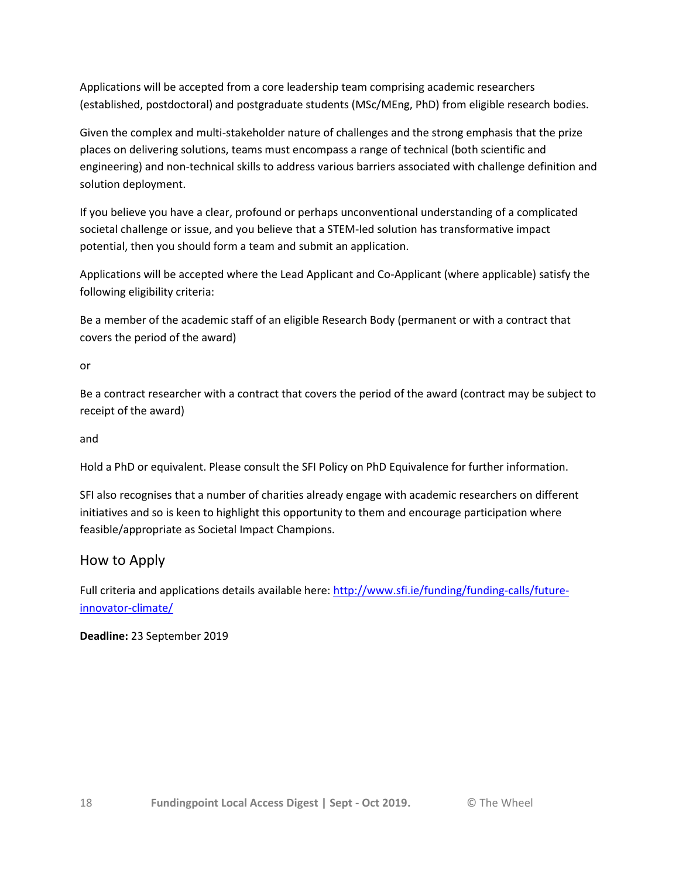Applications will be accepted from a core leadership team comprising academic researchers (established, postdoctoral) and postgraduate students (MSc/MEng, PhD) from eligible research bodies.

Given the complex and multi-stakeholder nature of challenges and the strong emphasis that the prize places on delivering solutions, teams must encompass a range of technical (both scientific and engineering) and non-technical skills to address various barriers associated with challenge definition and solution deployment.

If you believe you have a clear, profound or perhaps unconventional understanding of a complicated societal challenge or issue, and you believe that a STEM-led solution has transformative impact potential, then you should form a team and submit an application.

Applications will be accepted where the Lead Applicant and Co-Applicant (where applicable) satisfy the following eligibility criteria:

Be a member of the academic staff of an eligible Research Body (permanent or with a contract that covers the period of the award)

or

Be a contract researcher with a contract that covers the period of the award (contract may be subject to receipt of the award)

and

Hold a PhD or equivalent. Please consult the SFI Policy on PhD Equivalence for further information.

SFI also recognises that a number of charities already engage with academic researchers on different initiatives and so is keen to highlight this opportunity to them and encourage participation where feasible/appropriate as Societal Impact Champions.

## How to Apply

Full criteria and applications details available here: [http://www.sfi.ie/funding/funding-calls/future-innovator-climate/](http://www.sfi.ie/funding/funding-calls/future-innovator-climate/)

**Deadline:** 23 September 2019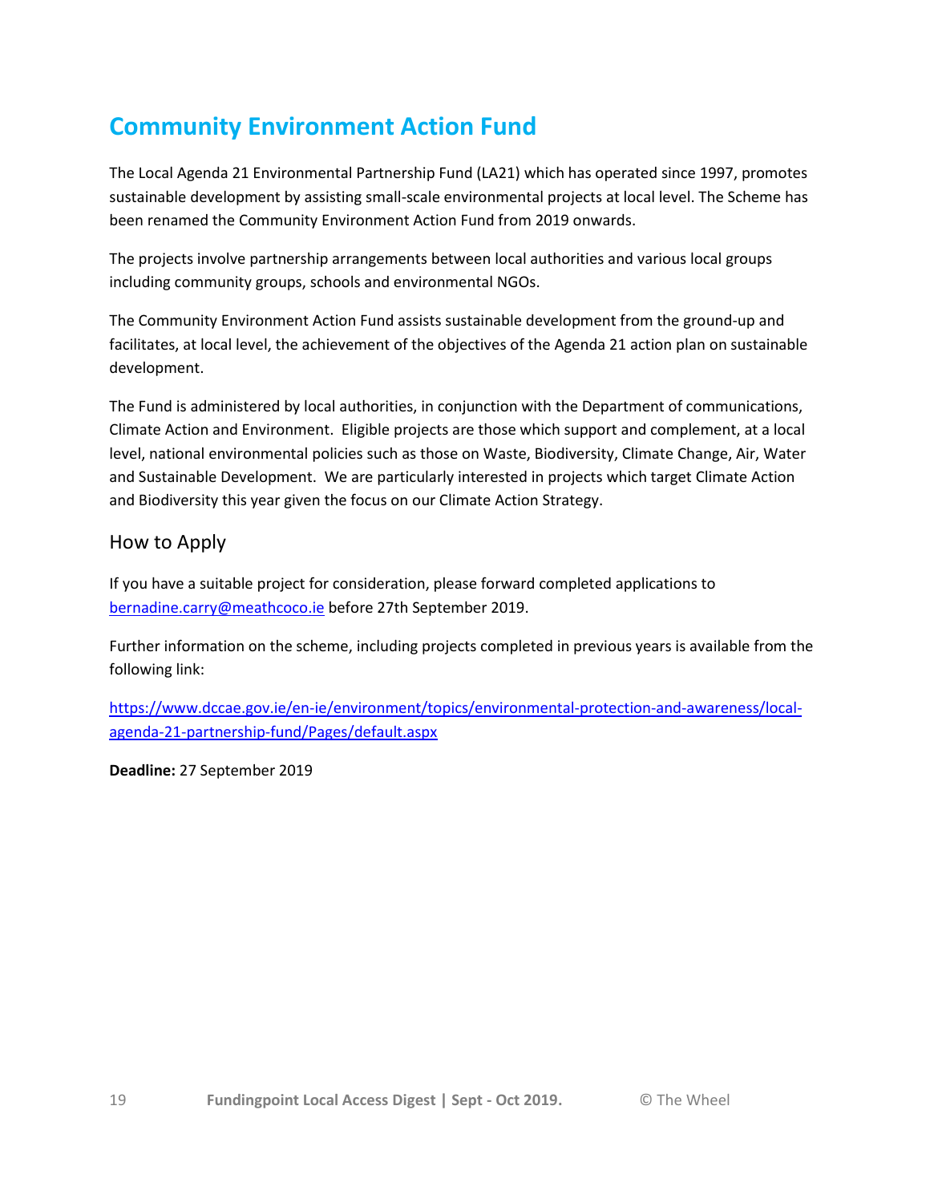# Community Environment Action Fund

The Local Agenda 21 Environmental Partnership Fund (LA21) which has operated since 1997, promotes sustainable development by assisting small-scale environmental projects at local level. The Scheme has been renamed the Community Environment Action Fund from 2019 onwards.

The projects involve partnership arrangements between local authorities and various local groups including community groups, schools and environmental NGOs.

The Community Environment Action Fund assists sustainable development from the ground-up and facilitates, at local level, the achievement of the objectives of the Agenda 21 action plan on sustainable development.

The Fund is administered by local authorities, in conjunction with the Department of communications, Climate Action and Environment. Eligible projects are those which support and complement, at a local level, national environmental policies such as those on Waste, Biodiversity, Climate Change, Air, Water and Sustainable Development. We are particularly interested in projects which target Climate Action and Biodiversity this year given the focus on our Climate Action Strategy.

## How to Apply

If you have a suitable project for consideration, please forward completed applications to [bernadine.carry@meathcoco.ie](mailto:bernadine.carry@meathcoco.ie) before 27th September 2019.

Further information on the scheme, including projects completed in previous years is available from the following link:

[https://www.dccae.gov.ie/en-ie/environment/topics/environmental-protection-and-awareness/local-agenda-21-partnership-fund/Pages/default.aspx](https://www.dccae.gov.ie/en-ie/environment/topics/environmental-protection-and-awareness/local-agenda-21-partnership-fund/Pages/default.aspx)

**Deadline:** 27 September 2019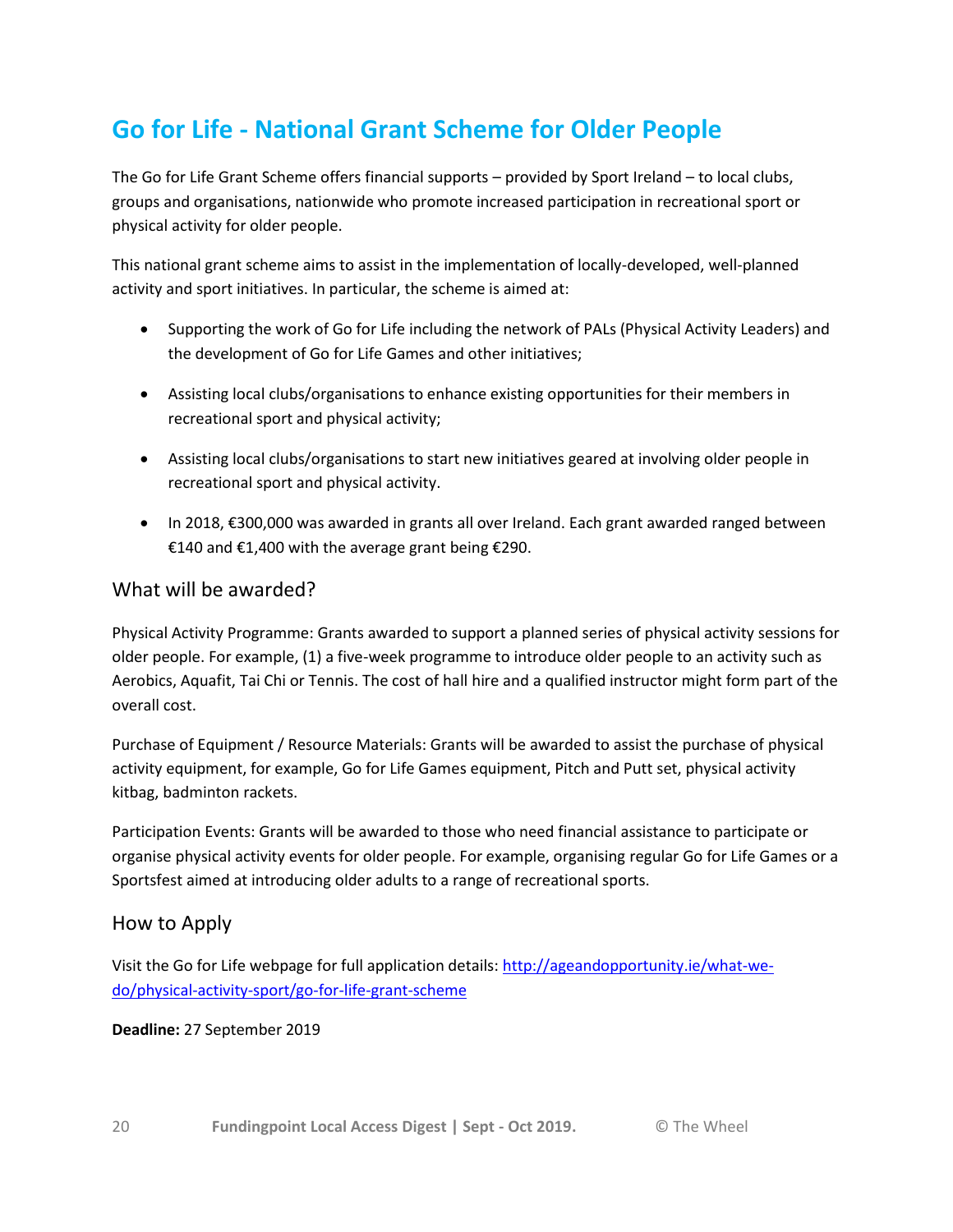# Go for Life - National Grant Scheme for Older People

The Go for Life Grant Scheme offers financial supports – provided by Sport Ireland – to local clubs, groups and organisations, nationwide who promote increased participation in recreational sport or physical activity for older people.

This national grant scheme aims to assist in the implementation of locally-developed, well-planned activity and sport initiatives. In particular, the scheme is aimed at:

- Supporting the work of Go for Life including the network of PALs (Physical Activity Leaders) and the development of Go for Life Games and other initiatives;
- Assisting local clubs/organisations to enhance existing opportunities for their members in recreational sport and physical activity;
- Assisting local clubs/organisations to start new initiatives geared at involving older people in recreational sport and physical activity.
- In 2018, €300,000 was awarded in grants all over Ireland. Each grant awarded ranged between €140 and €1,400 with the average grant being €290.

## What will be awarded?

Physical Activity Programme: Grants awarded to support a planned series of physical activity sessions for older people. For example, (1) a five-week programme to introduce older people to an activity such as Aerobics, Aquafit, Tai Chi or Tennis. The cost of hall hire and a qualified instructor might form part of the overall cost.

Purchase of Equipment / Resource Materials: Grants will be awarded to assist the purchase of physical activity equipment, for example, Go for Life Games equipment, Pitch and Putt set, physical activity kitbag, badminton rackets.

Participation Events: Grants will be awarded to those who need financial assistance to participate or organise physical activity events for older people. For example, organising regular Go for Life Games or a Sportsfest aimed at introducing older adults to a range of recreational sports.

## How to Apply

Visit the Go for Life webpage for full application details: [http://ageandopportunity.ie/what-we-do/physical-activity-sport/go-for-life-grant-scheme](http://ageandopportunity.ie/what-we-do/physical-activity-sport/go-for-life-grant-scheme)

**Deadline:** 27 September 2019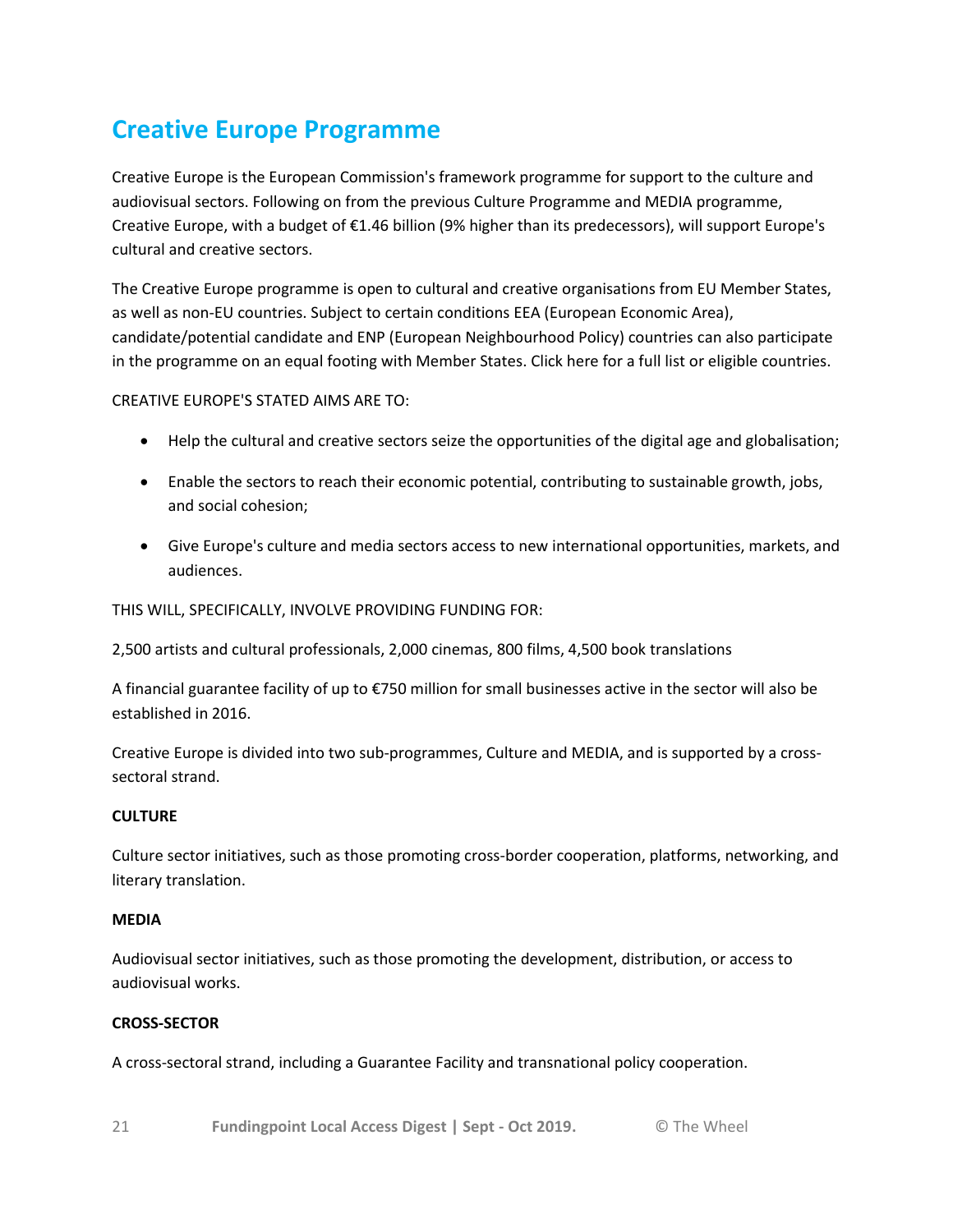# Creative Europe Programme

Creative Europe is the European Commission's framework programme for support to the culture and audiovisual sectors. Following on from the previous Culture Programme and MEDIA programme, Creative Europe, with a budget of €1.46 billion (9% higher than its predecessors), will support Europe's cultural and creative sectors.

The Creative Europe programme is open to cultural and creative organisations from EU Member States, as well as non-EU countries. Subject to certain conditions EEA (European Economic Area), candidate/potential candidate and ENP (European Neighbourhood Policy) countries can also participate in the programme on an equal footing with Member States. Click here for a full list or eligible countries.

CREATIVE EUROPE'S STATED AIMS ARE TO:

- Help the cultural and creative sectors seize the opportunities of the digital age and globalisation;
- Enable the sectors to reach their economic potential, contributing to sustainable growth, jobs, and social cohesion;
- Give Europe's culture and media sectors access to new international opportunities, markets, and audiences.

THIS WILL, SPECIFICALLY, INVOLVE PROVIDING FUNDING FOR:

2,500 artists and cultural professionals, 2,000 cinemas, 800 films, 4,500 book translations

A financial guarantee facility of up to €750 million for small businesses active in the sector will also be established in 2016.

Creative Europe is divided into two sub-programmes, Culture and MEDIA, and is supported by a cross-sectoral strand.

**CULTURE**

Culture sector initiatives, such as those promoting cross-border cooperation, platforms, networking, and literary translation.

**MEDIA**

Audiovisual sector initiatives, such as those promoting the development, distribution, or access to audiovisual works.

**CROSS-SECTOR**

A cross-sectoral strand, including a Guarantee Facility and transnational policy cooperation.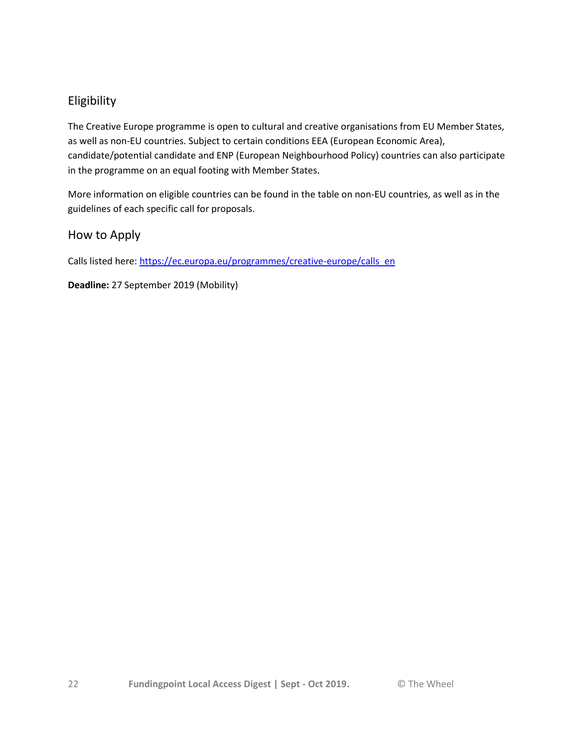## Eligibility

The Creative Europe programme is open to cultural and creative organisations from EU Member States, as well as non-EU countries. Subject to certain conditions EEA (European Economic Area), candidate/potential candidate and ENP (European Neighbourhood Policy) countries can also participate in the programme on an equal footing with Member States.

More information on eligible countries can be found in the table on non-EU countries, as well as in the guidelines of each specific call for proposals.

## How to Apply

Calls listed here: https://ec.europa.eu/programmes/creative-europe/calls_en

**Deadline:** 27 September 2019 (Mobility)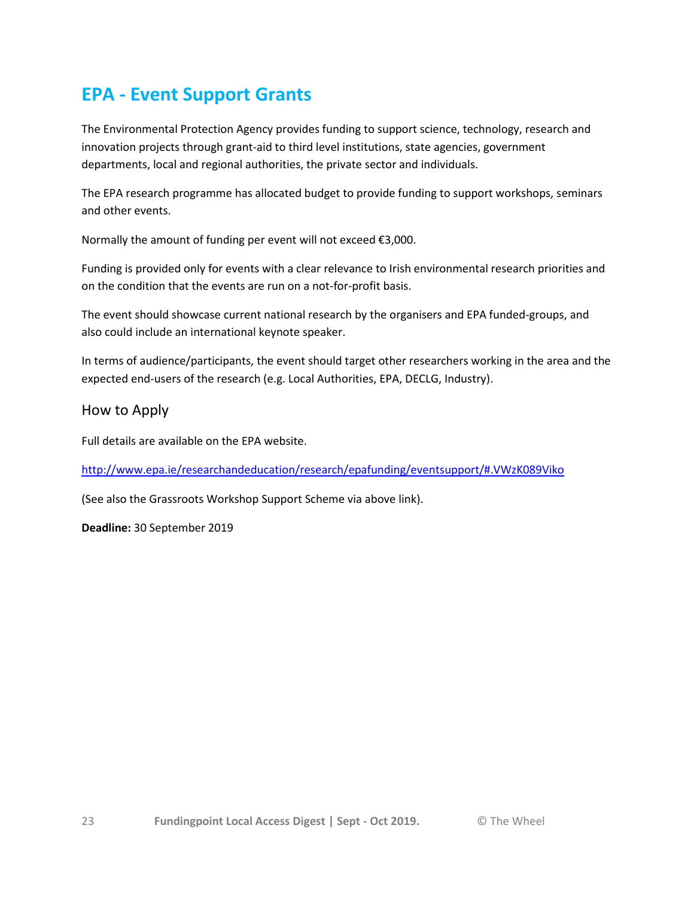# EPA - Event Support Grants

The Environmental Protection Agency provides funding to support science, technology, research and innovation projects through grant-aid to third level institutions, state agencies, government departments, local and regional authorities, the private sector and individuals.

The EPA research programme has allocated budget to provide funding to support workshops, seminars and other events.

Normally the amount of funding per event will not exceed €3,000.

Funding is provided only for events with a clear relevance to Irish environmental research priorities and on the condition that the events are run on a not-for-profit basis.

The event should showcase current national research by the organisers and EPA funded-groups, and also could include an international keynote speaker.

In terms of audience/participants, the event should target other researchers working in the area and the expected end-users of the research (e.g. Local Authorities, EPA, DECLG, Industry).

## How to Apply

Full details are available on the EPA website.

http://www.epa.ie/researchandeducation/research/epafunding/eventsupport/#.VWzK089Viko

(See also the Grassroots Workshop Support Scheme via above link).

**Deadline:** 30 September 2019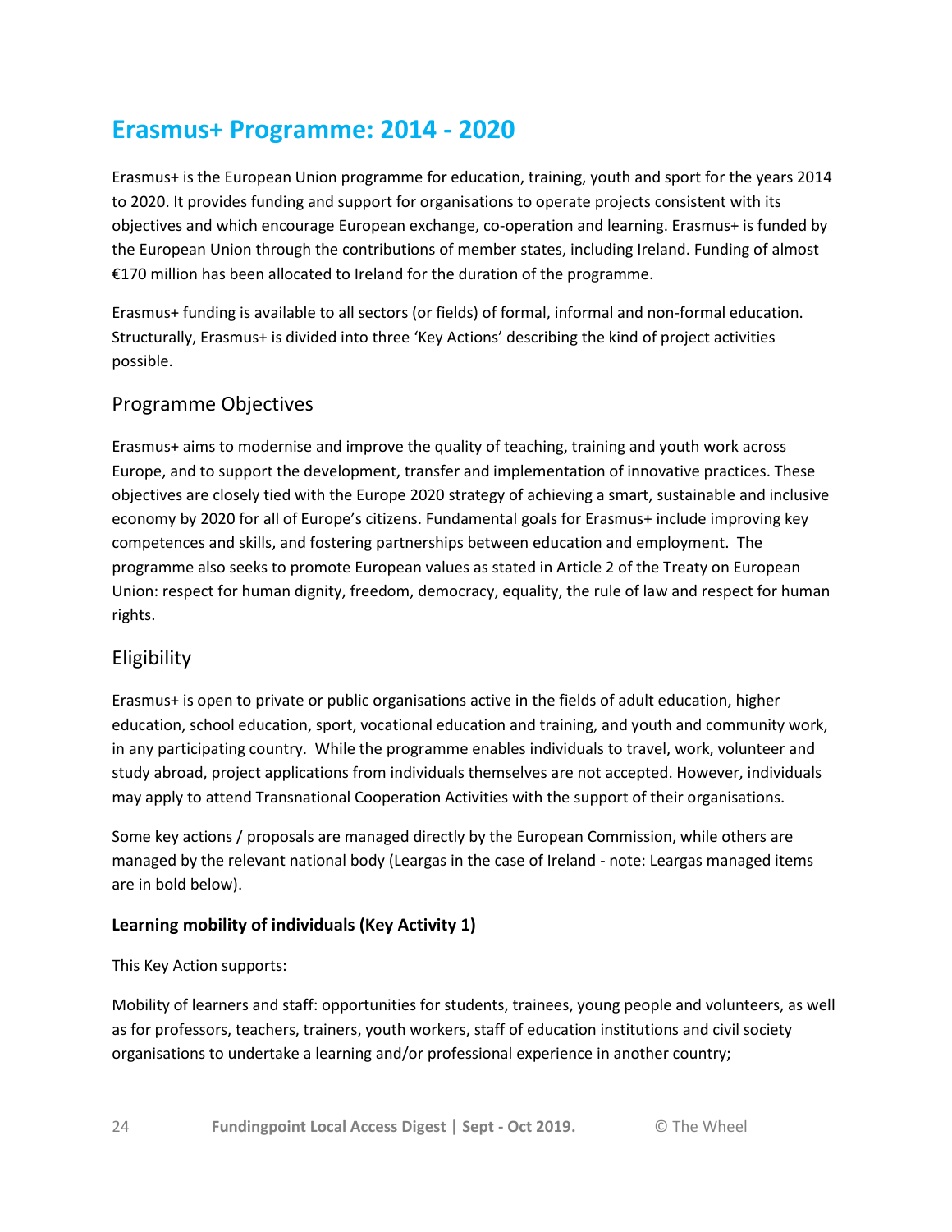# Erasmus+ Programme: 2014 - 2020

Erasmus+ is the European Union programme for education, training, youth and sport for the years 2014 to 2020. It provides funding and support for organisations to operate projects consistent with its objectives and which encourage European exchange, co-operation and learning. Erasmus+ is funded by the European Union through the contributions of member states, including Ireland. Funding of almost €170 million has been allocated to Ireland for the duration of the programme.

Erasmus+ funding is available to all sectors (or fields) of formal, informal and non-formal education. Structurally, Erasmus+ is divided into three 'Key Actions' describing the kind of project activities possible.

## Programme Objectives

Erasmus+ aims to modernise and improve the quality of teaching, training and youth work across Europe, and to support the development, transfer and implementation of innovative practices. These objectives are closely tied with the Europe 2020 strategy of achieving a smart, sustainable and inclusive economy by 2020 for all of Europe's citizens. Fundamental goals for Erasmus+ include improving key competences and skills, and fostering partnerships between education and employment. The programme also seeks to promote European values as stated in Article 2 of the Treaty on European Union: respect for human dignity, freedom, democracy, equality, the rule of law and respect for human rights.

## Eligibility

Erasmus+ is open to private or public organisations active in the fields of adult education, higher education, school education, sport, vocational education and training, and youth and community work, in any participating country. While the programme enables individuals to travel, work, volunteer and study abroad, project applications from individuals themselves are not accepted. However, individuals may apply to attend Transnational Cooperation Activities with the support of their organisations.

Some key actions / proposals are managed directly by the European Commission, while others are managed by the relevant national body (Leargas in the case of Ireland - note: Leargas managed items are in bold below).

**Learning mobility of individuals (Key Activity 1)**

This Key Action supports:

Mobility of learners and staff: opportunities for students, trainees, young people and volunteers, as well as for professors, teachers, trainers, youth workers, staff of education institutions and civil society organisations to undertake a learning and/or professional experience in another country;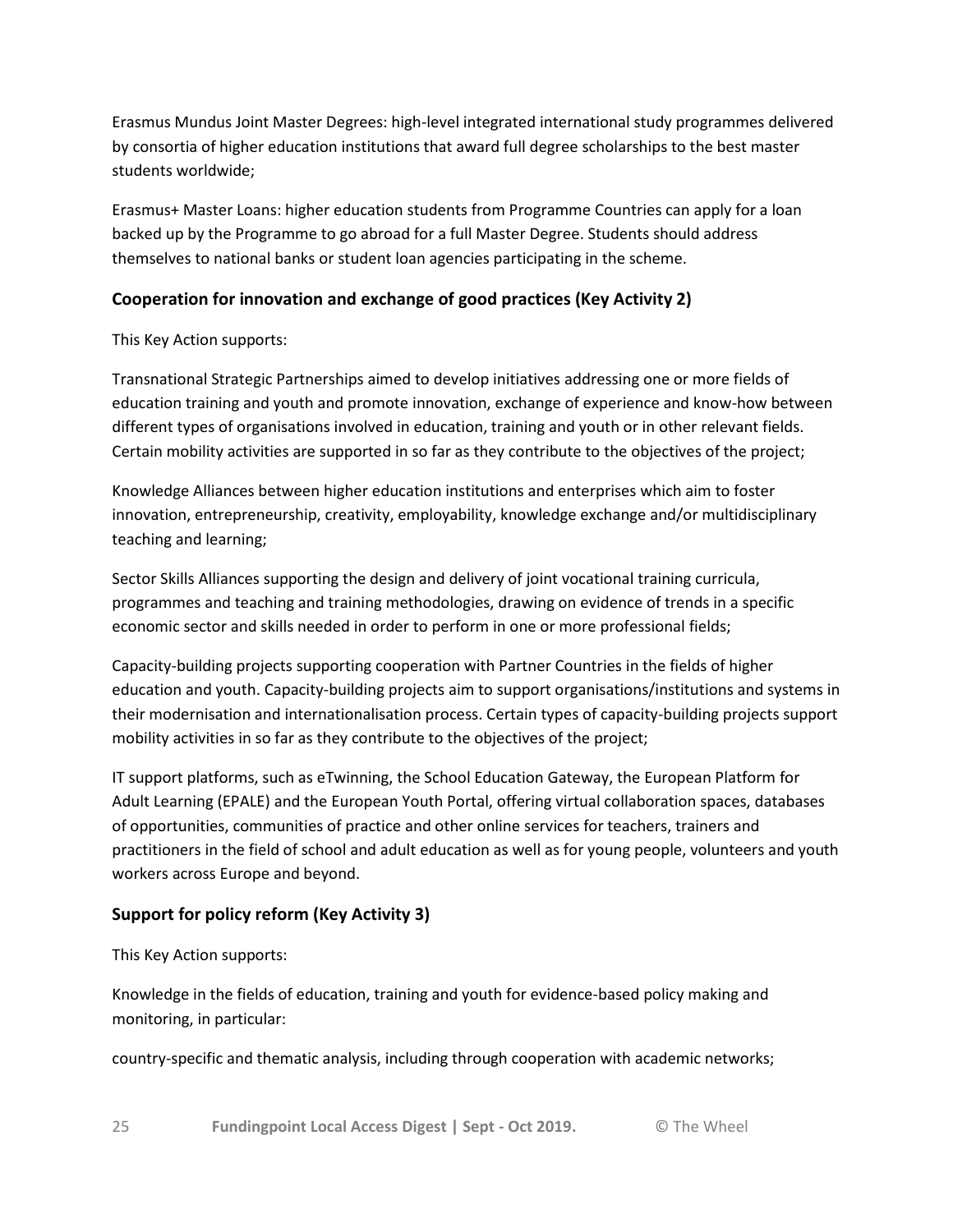Erasmus Mundus Joint Master Degrees: high-level integrated international study programmes delivered by consortia of higher education institutions that award full degree scholarships to the best master students worldwide;

Erasmus+ Master Loans: higher education students from Programme Countries can apply for a loan backed up by the Programme to go abroad for a full Master Degree. Students should address themselves to national banks or student loan agencies participating in the scheme.

### Cooperation for innovation and exchange of good practices (Key Activity 2)

This Key Action supports:

Transnational Strategic Partnerships aimed to develop initiatives addressing one or more fields of education training and youth and promote innovation, exchange of experience and know-how between different types of organisations involved in education, training and youth or in other relevant fields. Certain mobility activities are supported in so far as they contribute to the objectives of the project;

Knowledge Alliances between higher education institutions and enterprises which aim to foster innovation, entrepreneurship, creativity, employability, knowledge exchange and/or multidisciplinary teaching and learning;

Sector Skills Alliances supporting the design and delivery of joint vocational training curricula, programmes and teaching and training methodologies, drawing on evidence of trends in a specific economic sector and skills needed in order to perform in one or more professional fields;

Capacity-building projects supporting cooperation with Partner Countries in the fields of higher education and youth. Capacity-building projects aim to support organisations/institutions and systems in their modernisation and internationalisation process. Certain types of capacity-building projects support mobility activities in so far as they contribute to the objectives of the project;

IT support platforms, such as eTwinning, the School Education Gateway, the European Platform for Adult Learning (EPALE) and the European Youth Portal, offering virtual collaboration spaces, databases of opportunities, communities of practice and other online services for teachers, trainers and practitioners in the field of school and adult education as well as for young people, volunteers and youth workers across Europe and beyond.

### Support for policy reform (Key Activity 3)

This Key Action supports:

Knowledge in the fields of education, training and youth for evidence-based policy making and monitoring, in particular:

country-specific and thematic analysis, including through cooperation with academic networks;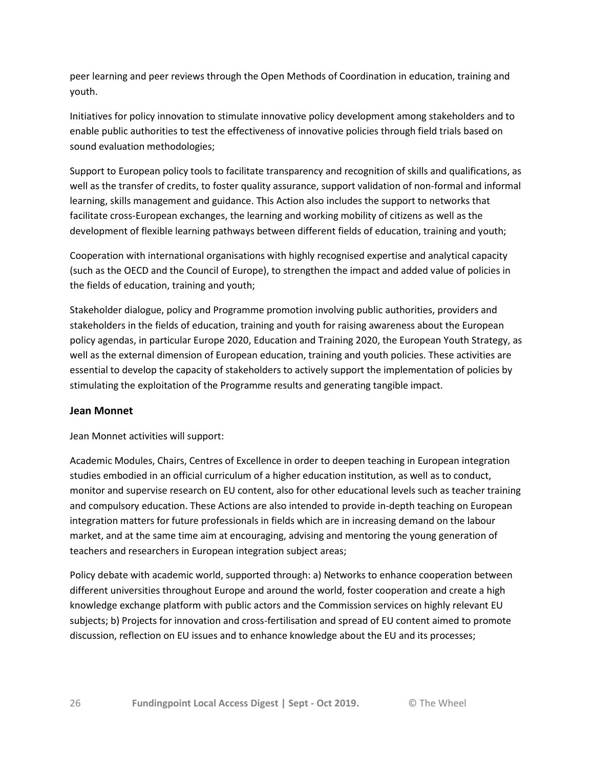peer learning and peer reviews through the Open Methods of Coordination in education, training and youth.

Initiatives for policy innovation to stimulate innovative policy development among stakeholders and to enable public authorities to test the effectiveness of innovative policies through field trials based on sound evaluation methodologies;

Support to European policy tools to facilitate transparency and recognition of skills and qualifications, as well as the transfer of credits, to foster quality assurance, support validation of non-formal and informal learning, skills management and guidance. This Action also includes the support to networks that facilitate cross-European exchanges, the learning and working mobility of citizens as well as the development of flexible learning pathways between different fields of education, training and youth;

Cooperation with international organisations with highly recognised expertise and analytical capacity (such as the OECD and the Council of Europe), to strengthen the impact and added value of policies in the fields of education, training and youth;

Stakeholder dialogue, policy and Programme promotion involving public authorities, providers and stakeholders in the fields of education, training and youth for raising awareness about the European policy agendas, in particular Europe 2020, Education and Training 2020, the European Youth Strategy, as well as the external dimension of European education, training and youth policies. These activities are essential to develop the capacity of stakeholders to actively support the implementation of policies by stimulating the exploitation of the Programme results and generating tangible impact.

**Jean Monnet**

Jean Monnet activities will support:

Academic Modules, Chairs, Centres of Excellence in order to deepen teaching in European integration studies embodied in an official curriculum of a higher education institution, as well as to conduct, monitor and supervise research on EU content, also for other educational levels such as teacher training and compulsory education. These Actions are also intended to provide in-depth teaching on European integration matters for future professionals in fields which are in increasing demand on the labour market, and at the same time aim at encouraging, advising and mentoring the young generation of teachers and researchers in European integration subject areas;

Policy debate with academic world, supported through: a) Networks to enhance cooperation between different universities throughout Europe and around the world, foster cooperation and create a high knowledge exchange platform with public actors and the Commission services on highly relevant EU subjects; b) Projects for innovation and cross-fertilisation and spread of EU content aimed to promote discussion, reflection on EU issues and to enhance knowledge about the EU and its processes;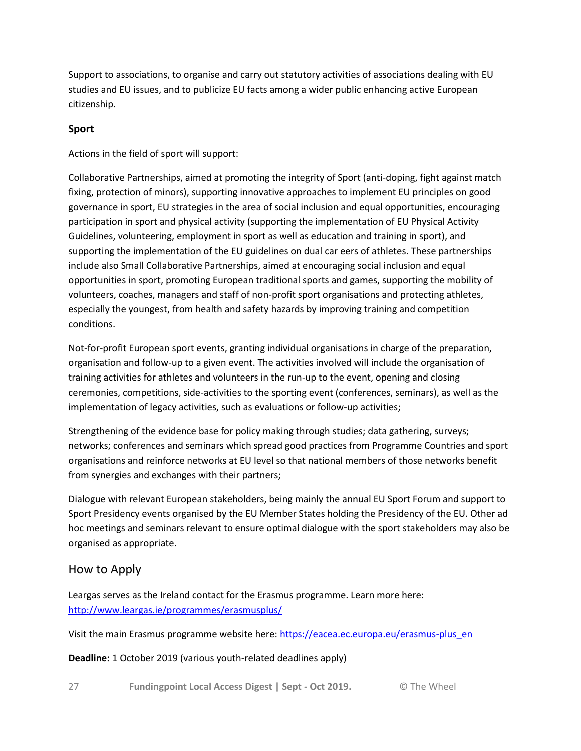Support to associations, to organise and carry out statutory activities of associations dealing with EU studies and EU issues, and to publicize EU facts among a wider public enhancing active European citizenship.

**Sport**

Actions in the field of sport will support:

Collaborative Partnerships, aimed at promoting the integrity of Sport (anti-doping, fight against match fixing, protection of minors), supporting innovative approaches to implement EU principles on good governance in sport, EU strategies in the area of social inclusion and equal opportunities, encouraging participation in sport and physical activity (supporting the implementation of EU Physical Activity Guidelines, volunteering, employment in sport as well as education and training in sport), and supporting the implementation of the EU guidelines on dual car eers of athletes. These partnerships include also Small Collaborative Partnerships, aimed at encouraging social inclusion and equal opportunities in sport, promoting European traditional sports and games, supporting the mobility of volunteers, coaches, managers and staff of non-profit sport organisations and protecting athletes, especially the youngest, from health and safety hazards by improving training and competition conditions.

Not-for-profit European sport events, granting individual organisations in charge of the preparation, organisation and follow-up to a given event. The activities involved will include the organisation of training activities for athletes and volunteers in the run-up to the event, opening and closing ceremonies, competitions, side-activities to the sporting event (conferences, seminars), as well as the implementation of legacy activities, such as evaluations or follow-up activities;

Strengthening of the evidence base for policy making through studies; data gathering, surveys; networks; conferences and seminars which spread good practices from Programme Countries and sport organisations and reinforce networks at EU level so that national members of those networks benefit from synergies and exchanges with their partners;

Dialogue with relevant European stakeholders, being mainly the annual EU Sport Forum and support to Sport Presidency events organised by the EU Member States holding the Presidency of the EU. Other ad hoc meetings and seminars relevant to ensure optimal dialogue with the sport stakeholders may also be organised as appropriate.

## How to Apply

Leargas serves as the Ireland contact for the Erasmus programme. Learn more here: [http://www.leargas.ie/programmes/erasmusplus/](http://www.leargas.ie/programmes/erasmusplus/)

Visit the main Erasmus programme website here: [https://eacea.ec.europa.eu/erasmus-plus_en](https://eacea.ec.europa.eu/erasmus-plus_en)

**Deadline:** 1 October 2019 (various youth-related deadlines apply)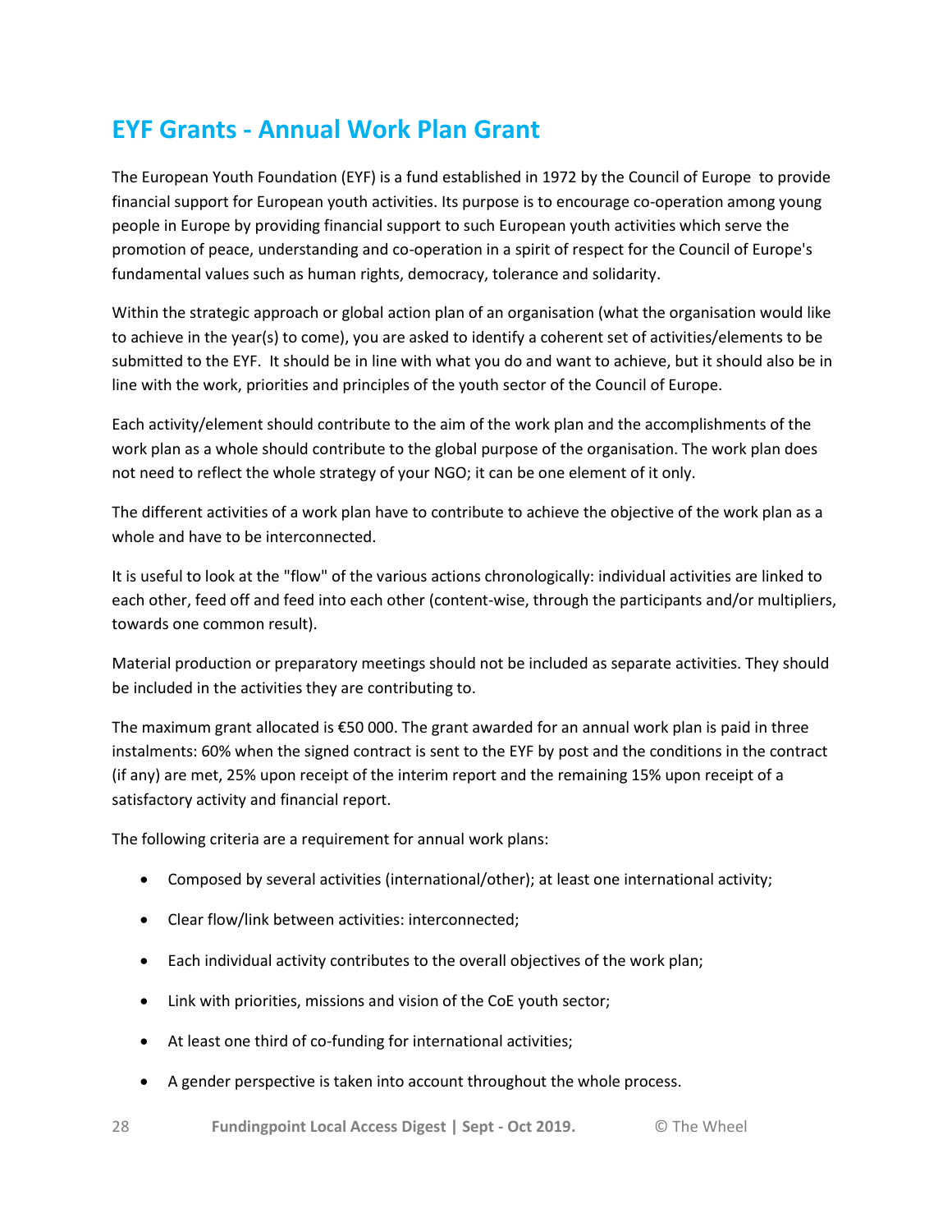## EYF Grants - Annual Work Plan Grant

The European Youth Foundation (EYF) is a fund established in 1972 by the Council of Europe to provide financial support for European youth activities. Its purpose is to encourage co-operation among young people in Europe by providing financial support to such European youth activities which serve the promotion of peace, understanding and co-operation in a spirit of respect for the Council of Europe's fundamental values such as human rights, democracy, tolerance and solidarity.

Within the strategic approach or global action plan of an organisation (what the organisation would like to achieve in the year(s) to come), you are asked to identify a coherent set of activities/elements to be submitted to the EYF. It should be in line with what you do and want to achieve, but it should also be in line with the work, priorities and principles of the youth sector of the Council of Europe.

Each activity/element should contribute to the aim of the work plan and the accomplishments of the work plan as a whole should contribute to the global purpose of the organisation. The work plan does not need to reflect the whole strategy of your NGO; it can be one element of it only.

The different activities of a work plan have to contribute to achieve the objective of the work plan as a whole and have to be interconnected.

It is useful to look at the "flow" of the various actions chronologically: individual activities are linked to each other, feed off and feed into each other (content-wise, through the participants and/or multipliers, towards one common result).

Material production or preparatory meetings should not be included as separate activities. They should be included in the activities they are contributing to.

The maximum grant allocated is €50 000. The grant awarded for an annual work plan is paid in three instalments: 60% when the signed contract is sent to the EYF by post and the conditions in the contract (if any) are met, 25% upon receipt of the interim report and the remaining 15% upon receipt of a satisfactory activity and financial report.

The following criteria are a requirement for annual work plans:

- Composed by several activities (international/other); at least one international activity;
- Clear flow/link between activities: interconnected;
- Each individual activity contributes to the overall objectives of the work plan;
- Link with priorities, missions and vision of the CoE youth sector;
- At least one third of co-funding for international activities;
- A gender perspective is taken into account throughout the whole process.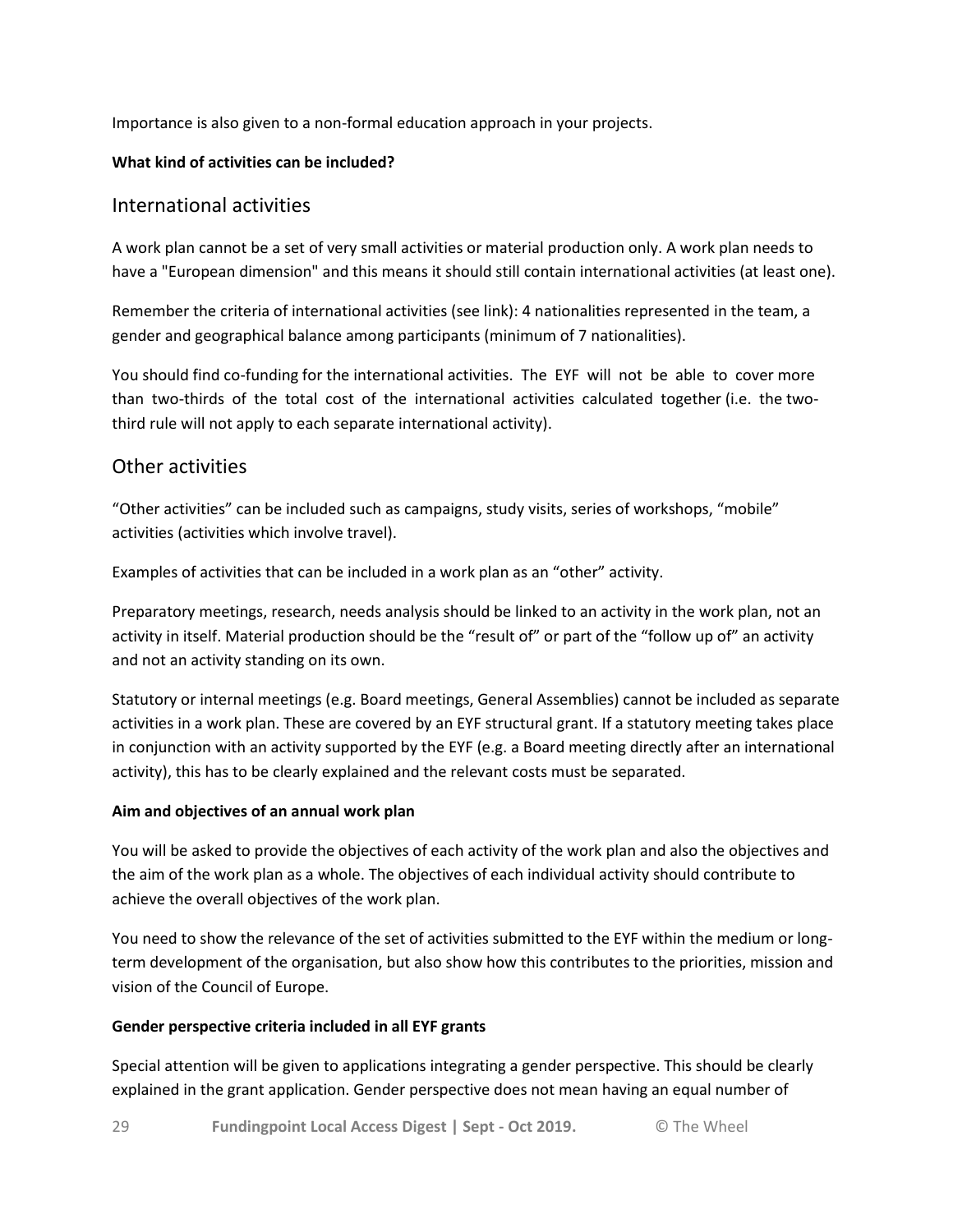Importance is also given to a non-formal education approach in your projects.

**What kind of activities can be included?**

## International activities

A work plan cannot be a set of very small activities or material production only. A work plan needs to have a "European dimension" and this means it should still contain international activities (at least one).

Remember the criteria of international activities (see link): 4 nationalities represented in the team, a gender and geographical balance among participants (minimum of 7 nationalities).

You should find co-funding for the international activities. The EYF will not be able to cover more than two-thirds of the total cost of the international activities calculated together (i.e. the two-third rule will not apply to each separate international activity).

## Other activities

"Other activities" can be included such as campaigns, study visits, series of workshops, "mobile" activities (activities which involve travel).

Examples of activities that can be included in a work plan as an "other" activity.

Preparatory meetings, research, needs analysis should be linked to an activity in the work plan, not an activity in itself. Material production should be the "result of" or part of the "follow up of" an activity and not an activity standing on its own.

Statutory or internal meetings (e.g. Board meetings, General Assemblies) cannot be included as separate activities in a work plan. These are covered by an EYF structural grant. If a statutory meeting takes place in conjunction with an activity supported by the EYF (e.g. a Board meeting directly after an international activity), this has to be clearly explained and the relevant costs must be separated.

**Aim and objectives of an annual work plan**

You will be asked to provide the objectives of each activity of the work plan and also the objectives and the aim of the work plan as a whole. The objectives of each individual activity should contribute to achieve the overall objectives of the work plan.

You need to show the relevance of the set of activities submitted to the EYF within the medium or long-term development of the organisation, but also show how this contributes to the priorities, mission and vision of the Council of Europe.

**Gender perspective criteria included in all EYF grants**

Special attention will be given to applications integrating a gender perspective. This should be clearly explained in the grant application. Gender perspective does not mean having an equal number of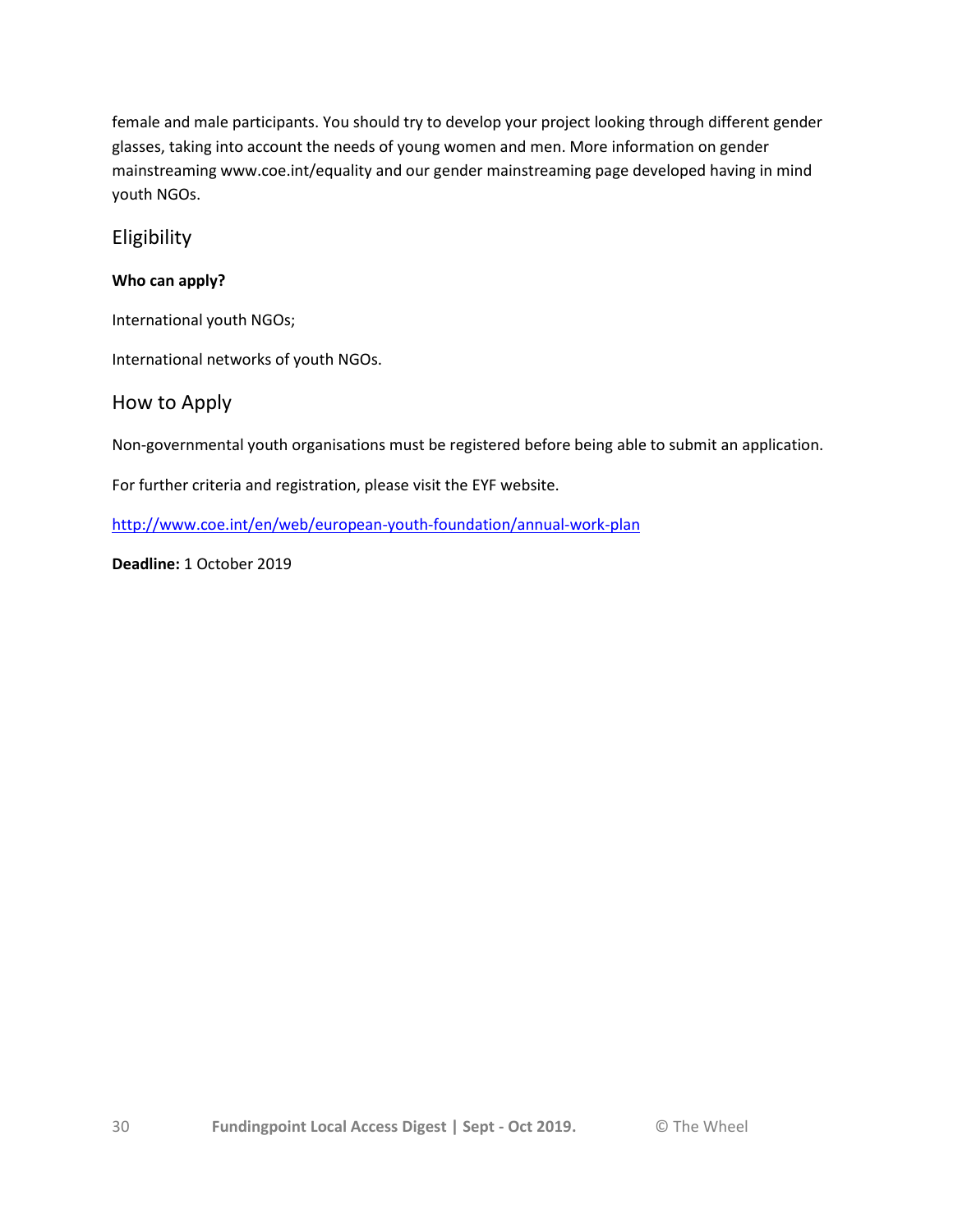female and male participants. You should try to develop your project looking through different gender glasses, taking into account the needs of young women and men. More information on gender mainstreaming www.coe.int/equality and our gender mainstreaming page developed having in mind youth NGOs.

## Eligibility

**Who can apply?**

International youth NGOs;

International networks of youth NGOs.

## How to Apply

Non-governmental youth organisations must be registered before being able to submit an application.

For further criteria and registration, please visit the EYF website.

http://www.coe.int/en/web/european-youth-foundation/annual-work-plan

**Deadline:** 1 October 2019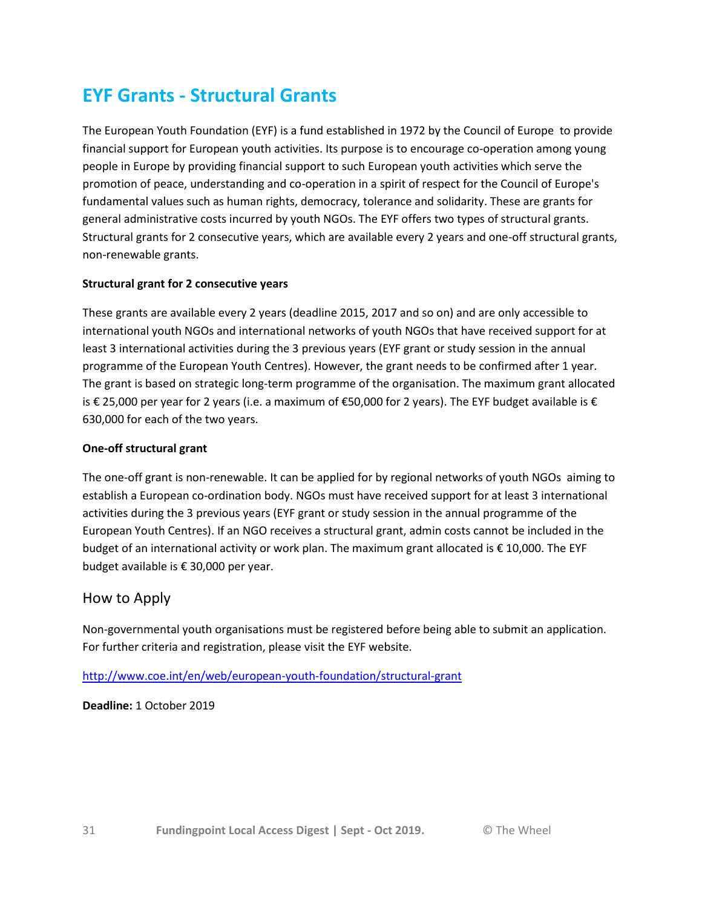# EYF Grants - Structural Grants

The European Youth Foundation (EYF) is a fund established in 1972 by the Council of Europe to provide financial support for European youth activities. Its purpose is to encourage co-operation among young people in Europe by providing financial support to such European youth activities which serve the promotion of peace, understanding and co-operation in a spirit of respect for the Council of Europe's fundamental values such as human rights, democracy, tolerance and solidarity. These are grants for general administrative costs incurred by youth NGOs. The EYF offers two types of structural grants. Structural grants for 2 consecutive years, which are available every 2 years and one-off structural grants, non-renewable grants.

**Structural grant for 2 consecutive years**

These grants are available every 2 years (deadline 2015, 2017 and so on) and are only accessible to international youth NGOs and international networks of youth NGOs that have received support for at least 3 international activities during the 3 previous years (EYF grant or study session in the annual programme of the European Youth Centres). However, the grant needs to be confirmed after 1 year. The grant is based on strategic long-term programme of the organisation. The maximum grant allocated is € 25,000 per year for 2 years (i.e. a maximum of €50,000 for 2 years). The EYF budget available is € 630,000 for each of the two years.

**One-off structural grant**

The one-off grant is non-renewable. It can be applied for by regional networks of youth NGOs aiming to establish a European co-ordination body. NGOs must have received support for at least 3 international activities during the 3 previous years (EYF grant or study session in the annual programme of the European Youth Centres). If an NGO receives a structural grant, admin costs cannot be included in the budget of an international activity or work plan. The maximum grant allocated is € 10,000. The EYF budget available is € 30,000 per year.

## How to Apply

Non-governmental youth organisations must be registered before being able to submit an application. For further criteria and registration, please visit the EYF website.

http://www.coe.int/en/web/european-youth-foundation/structural-grant

**Deadline:** 1 October 2019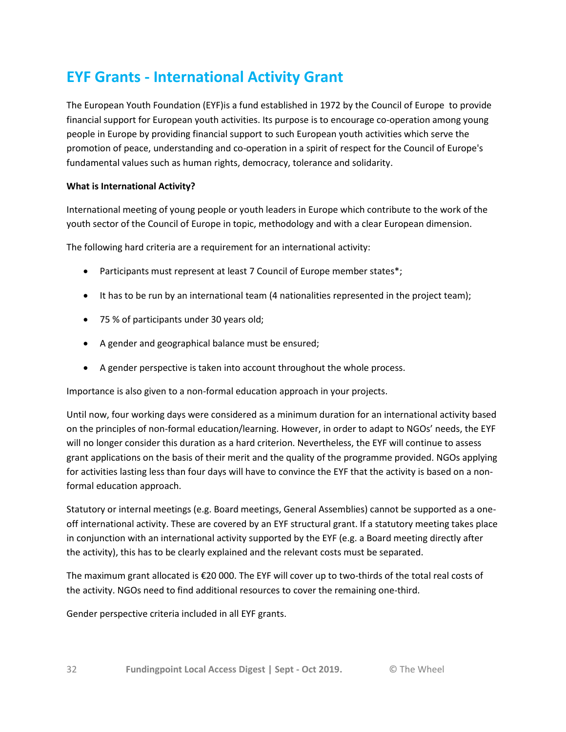# EYF Grants - International Activity Grant

The European Youth Foundation (EYF)is a fund established in 1972 by the Council of Europe to provide financial support for European youth activities. Its purpose is to encourage co-operation among young people in Europe by providing financial support to such European youth activities which serve the promotion of peace, understanding and co-operation in a spirit of respect for the Council of Europe's fundamental values such as human rights, democracy, tolerance and solidarity.

**What is International Activity?**

International meeting of young people or youth leaders in Europe which contribute to the work of the youth sector of the Council of Europe in topic, methodology and with a clear European dimension.

The following hard criteria are a requirement for an international activity:

- Participants must represent at least 7 Council of Europe member states*;
- It has to be run by an international team (4 nationalities represented in the project team);
- 75 % of participants under 30 years old;
- A gender and geographical balance must be ensured;
- A gender perspective is taken into account throughout the whole process.

Importance is also given to a non-formal education approach in your projects.

Until now, four working days were considered as a minimum duration for an international activity based on the principles of non-formal education/learning. However, in order to adapt to NGOs' needs, the EYF will no longer consider this duration as a hard criterion. Nevertheless, the EYF will continue to assess grant applications on the basis of their merit and the quality of the programme provided. NGOs applying for activities lasting less than four days will have to convince the EYF that the activity is based on a non-formal education approach.

Statutory or internal meetings (e.g. Board meetings, General Assemblies) cannot be supported as a one-off international activity. These are covered by an EYF structural grant. If a statutory meeting takes place in conjunction with an international activity supported by the EYF (e.g. a Board meeting directly after the activity), this has to be clearly explained and the relevant costs must be separated.

The maximum grant allocated is €20 000. The EYF will cover up to two-thirds of the total real costs of the activity. NGOs need to find additional resources to cover the remaining one-third.

Gender perspective criteria included in all EYF grants.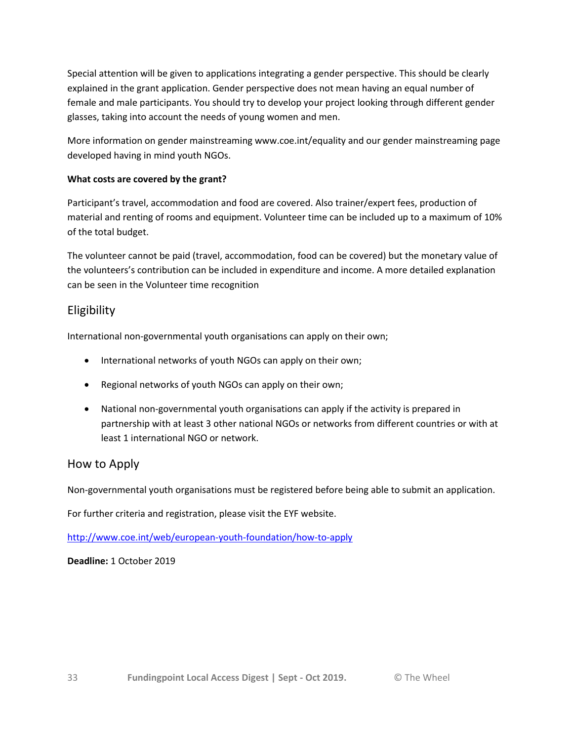Special attention will be given to applications integrating a gender perspective. This should be clearly explained in the grant application. Gender perspective does not mean having an equal number of female and male participants. You should try to develop your project looking through different gender glasses, taking into account the needs of young women and men.

More information on gender mainstreaming www.coe.int/equality and our gender mainstreaming page developed having in mind youth NGOs.

**What costs are covered by the grant?**

Participant's travel, accommodation and food are covered. Also trainer/expert fees, production of material and renting of rooms and equipment. Volunteer time can be included up to a maximum of 10% of the total budget.

The volunteer cannot be paid (travel, accommodation, food can be covered) but the monetary value of the volunteers's contribution can be included in expenditure and income. A more detailed explanation can be seen in the Volunteer time recognition

## Eligibility

International non-governmental youth organisations can apply on their own;

- International networks of youth NGOs can apply on their own;
- Regional networks of youth NGOs can apply on their own;
- National non-governmental youth organisations can apply if the activity is prepared in partnership with at least 3 other national NGOs or networks from different countries or with at least 1 international NGO or network.

## How to Apply

Non-governmental youth organisations must be registered before being able to submit an application.

For further criteria and registration, please visit the EYF website.

[http://www.coe.int/web/european-youth-foundation/how-to-apply](http://www.coe.int/web/european-youth-foundation/how-to-apply)

**Deadline:** 1 October 2019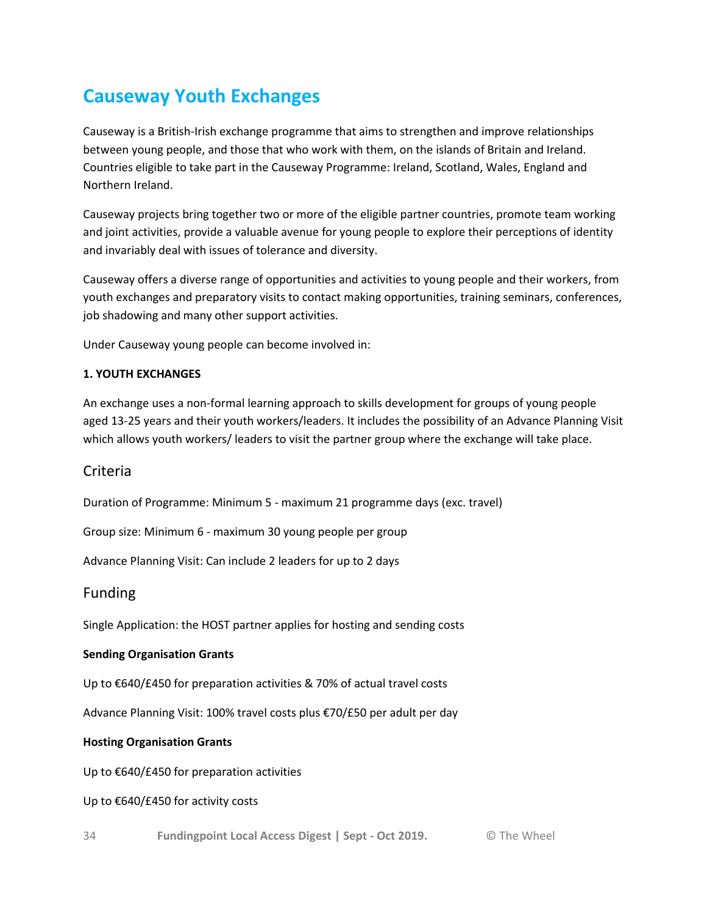# Causeway Youth Exchanges

Causeway is a British-Irish exchange programme that aims to strengthen and improve relationships between young people, and those that who work with them, on the islands of Britain and Ireland. Countries eligible to take part in the Causeway Programme: Ireland, Scotland, Wales, England and Northern Ireland.

Causeway projects bring together two or more of the eligible partner countries, promote team working and joint activities, provide a valuable avenue for young people to explore their perceptions of identity and invariably deal with issues of tolerance and diversity.

Causeway offers a diverse range of opportunities and activities to young people and their workers, from youth exchanges and preparatory visits to contact making opportunities, training seminars, conferences, job shadowing and many other support activities.

Under Causeway young people can become involved in:

**1. YOUTH EXCHANGES**

An exchange uses a non-formal learning approach to skills development for groups of young people aged 13-25 years and their youth workers/leaders. It includes the possibility of an Advance Planning Visit which allows youth workers/ leaders to visit the partner group where the exchange will take place.

## Criteria

Duration of Programme: Minimum 5 - maximum 21 programme days (exc. travel)

Group size: Minimum 6 - maximum 30 young people per group

Advance Planning Visit: Can include 2 leaders for up to 2 days

## Funding

Single Application: the HOST partner applies for hosting and sending costs

**Sending Organisation Grants**

Up to €640/£450 for preparation activities & 70% of actual travel costs

Advance Planning Visit: 100% travel costs plus €70/£50 per adult per day

**Hosting Organisation Grants**

Up to €640/£450 for preparation activities

Up to €640/£450 for activity costs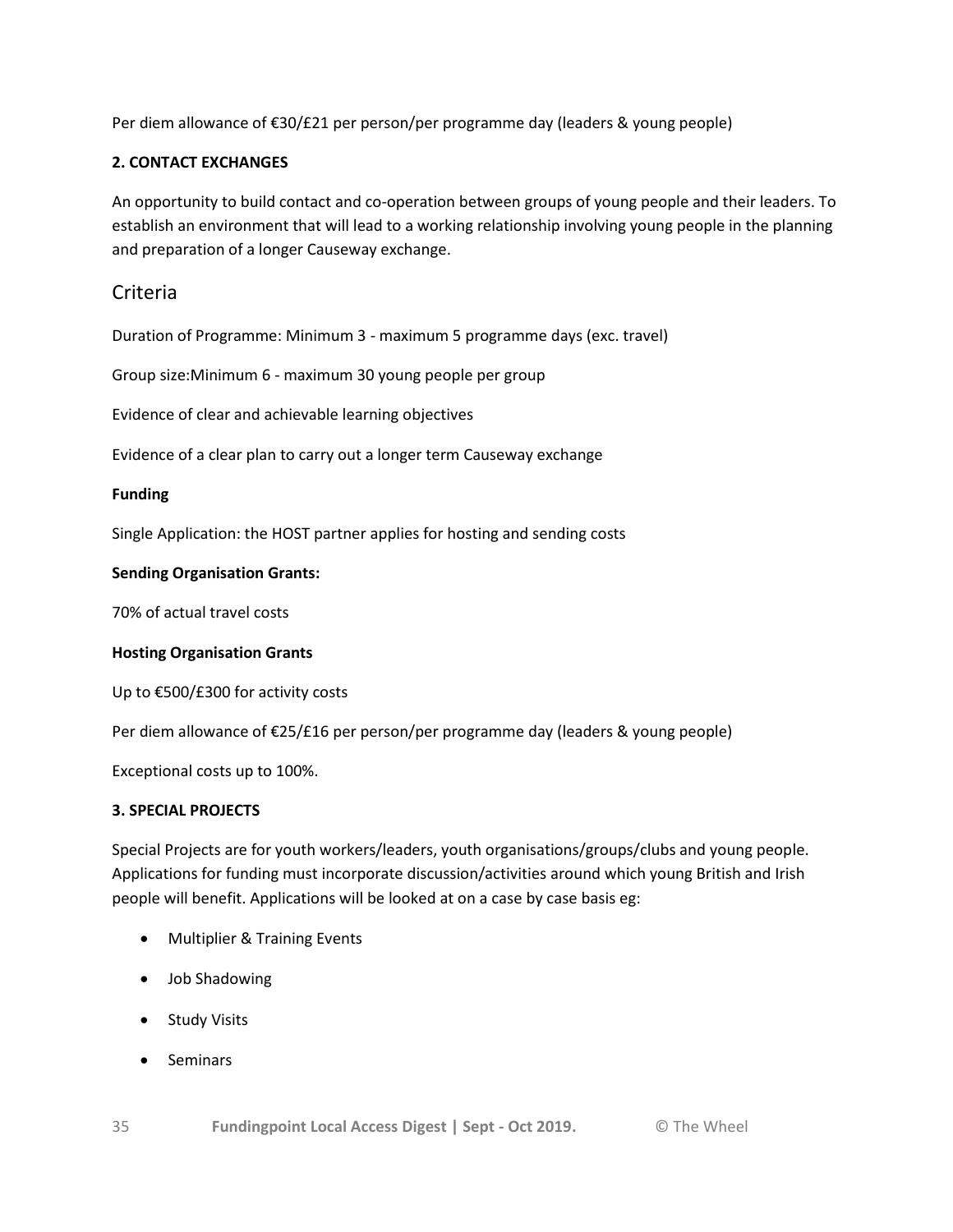Per diem allowance of €30/£21 per person/per programme day (leaders & young people)

**2. CONTACT EXCHANGES**

An opportunity to build contact and co-operation between groups of young people and their leaders. To establish an environment that will lead to a working relationship involving young people in the planning and preparation of a longer Causeway exchange.

## Criteria

Duration of Programme: Minimum 3 - maximum 5 programme days (exc. travel)

Group size:Minimum 6 - maximum 30 young people per group

Evidence of clear and achievable learning objectives

Evidence of a clear plan to carry out a longer term Causeway exchange

**Funding**

Single Application: the HOST partner applies for hosting and sending costs

**Sending Organisation Grants:**

70% of actual travel costs

**Hosting Organisation Grants**

Up to €500/£300 for activity costs

Per diem allowance of €25/£16 per person/per programme day (leaders & young people)

Exceptional costs up to 100%.

**3. SPECIAL PROJECTS**

Special Projects are for youth workers/leaders, youth organisations/groups/clubs and young people. Applications for funding must incorporate discussion/activities around which young British and Irish people will benefit. Applications will be looked at on a case by case basis eg:

- Multiplier & Training Events
- Job Shadowing
- Study Visits
- Seminars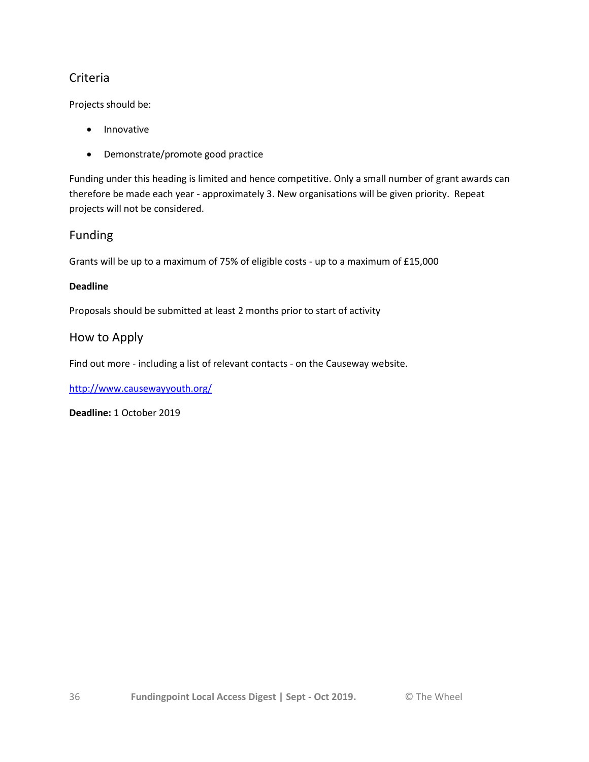## Criteria

Projects should be:

- Innovative
- Demonstrate/promote good practice

Funding under this heading is limited and hence competitive. Only a small number of grant awards can therefore be made each year - approximately 3. New organisations will be given priority. Repeat projects will not be considered.

## Funding

Grants will be up to a maximum of 75% of eligible costs - up to a maximum of £15,000

**Deadline**

Proposals should be submitted at least 2 months prior to start of activity

## How to Apply

Find out more - including a list of relevant contacts - on the Causeway website.

[http://www.causewayyouth.org/](http://www.causewayyouth.org/)

**Deadline:** 1 October 2019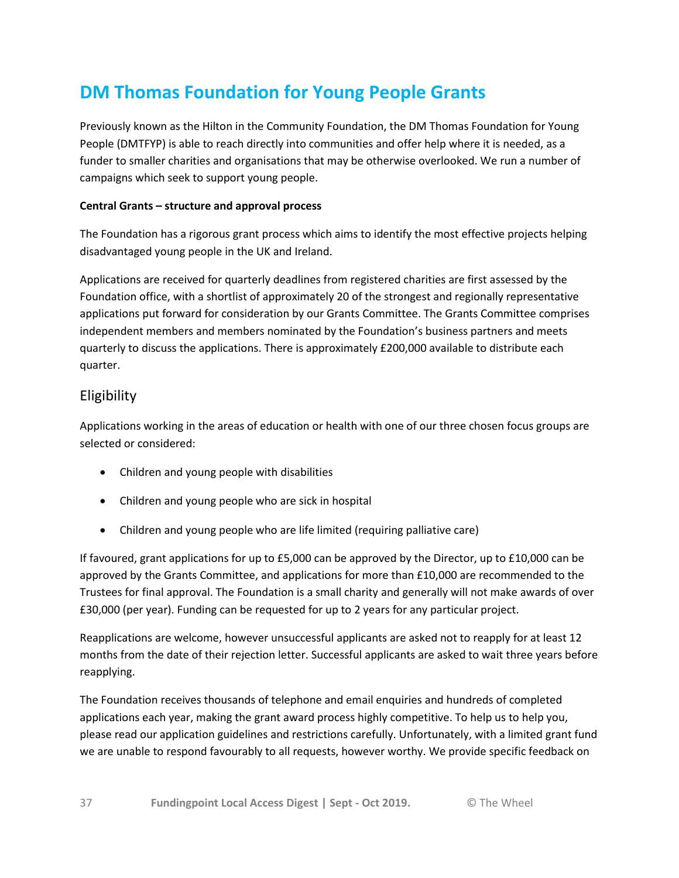# DM Thomas Foundation for Young People Grants

Previously known as the Hilton in the Community Foundation, the DM Thomas Foundation for Young People (DMTFYP) is able to reach directly into communities and offer help where it is needed, as a funder to smaller charities and organisations that may be otherwise overlooked. We run a number of campaigns which seek to support young people.

**Central Grants – structure and approval process**

The Foundation has a rigorous grant process which aims to identify the most effective projects helping disadvantaged young people in the UK and Ireland.

Applications are received for quarterly deadlines from registered charities are first assessed by the Foundation office, with a shortlist of approximately 20 of the strongest and regionally representative applications put forward for consideration by our Grants Committee. The Grants Committee comprises independent members and members nominated by the Foundation's business partners and meets quarterly to discuss the applications. There is approximately £200,000 available to distribute each quarter.

## Eligibility

Applications working in the areas of education or health with one of our three chosen focus groups are selected or considered:

- Children and young people with disabilities
- Children and young people who are sick in hospital
- Children and young people who are life limited (requiring palliative care)

If favoured, grant applications for up to £5,000 can be approved by the Director, up to £10,000 can be approved by the Grants Committee, and applications for more than £10,000 are recommended to the Trustees for final approval. The Foundation is a small charity and generally will not make awards of over £30,000 (per year). Funding can be requested for up to 2 years for any particular project.

Reapplications are welcome, however unsuccessful applicants are asked not to reapply for at least 12 months from the date of their rejection letter. Successful applicants are asked to wait three years before reapplying.

The Foundation receives thousands of telephone and email enquiries and hundreds of completed applications each year, making the grant award process highly competitive. To help us to help you, please read our application guidelines and restrictions carefully. Unfortunately, with a limited grant fund we are unable to respond favourably to all requests, however worthy. We provide specific feedback on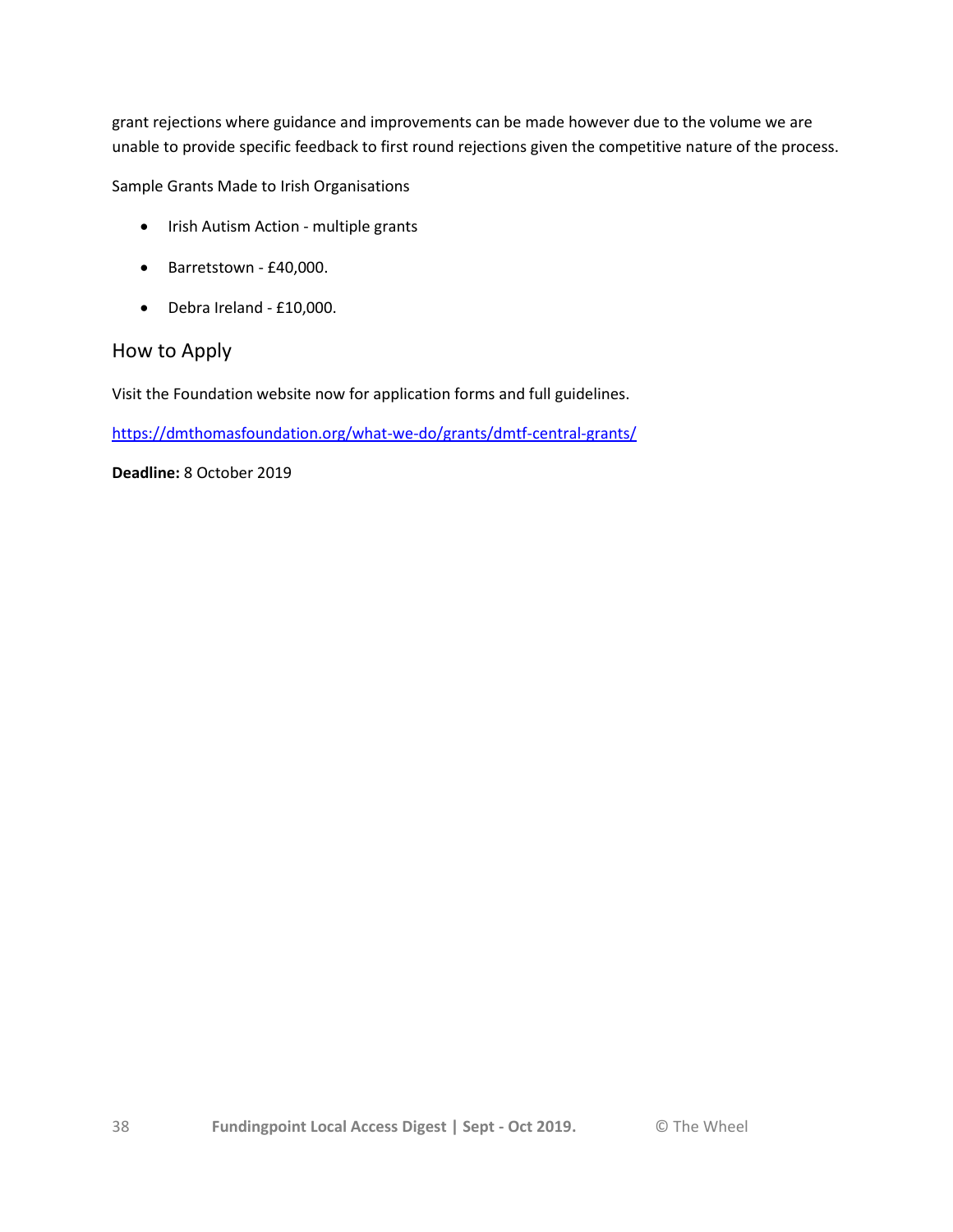grant rejections where guidance and improvements can be made however due to the volume we are unable to provide specific feedback to first round rejections given the competitive nature of the process.

Sample Grants Made to Irish Organisations

- Irish Autism Action - multiple grants
- Barretstown - £40,000.
- Debra Ireland - £10,000.

## How to Apply

Visit the Foundation website now for application forms and full guidelines.

https://dmthomasfoundation.org/what-we-do/grants/dmtf-central-grants/

**Deadline:** 8 October 2019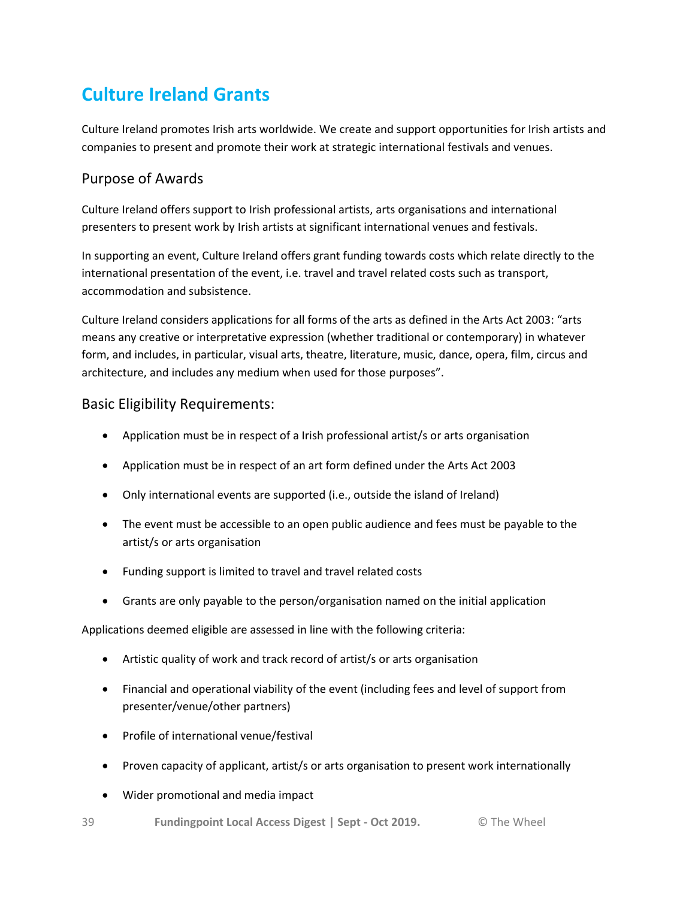# Culture Ireland Grants

Culture Ireland promotes Irish arts worldwide. We create and support opportunities for Irish artists and companies to present and promote their work at strategic international festivals and venues.

## Purpose of Awards

Culture Ireland offers support to Irish professional artists, arts organisations and international presenters to present work by Irish artists at significant international venues and festivals.

In supporting an event, Culture Ireland offers grant funding towards costs which relate directly to the international presentation of the event, i.e. travel and travel related costs such as transport, accommodation and subsistence.

Culture Ireland considers applications for all forms of the arts as defined in the Arts Act 2003: "arts means any creative or interpretative expression (whether traditional or contemporary) in whatever form, and includes, in particular, visual arts, theatre, literature, music, dance, opera, film, circus and architecture, and includes any medium when used for those purposes".

## Basic Eligibility Requirements:

- Application must be in respect of a Irish professional artist/s or arts organisation
- Application must be in respect of an art form defined under the Arts Act 2003
- Only international events are supported (i.e., outside the island of Ireland)
- The event must be accessible to an open public audience and fees must be payable to the artist/s or arts organisation
- Funding support is limited to travel and travel related costs
- Grants are only payable to the person/organisation named on the initial application

Applications deemed eligible are assessed in line with the following criteria:

- Artistic quality of work and track record of artist/s or arts organisation
- Financial and operational viability of the event (including fees and level of support from presenter/venue/other partners)
- Profile of international venue/festival
- Proven capacity of applicant, artist/s or arts organisation to present work internationally
- Wider promotional and media impact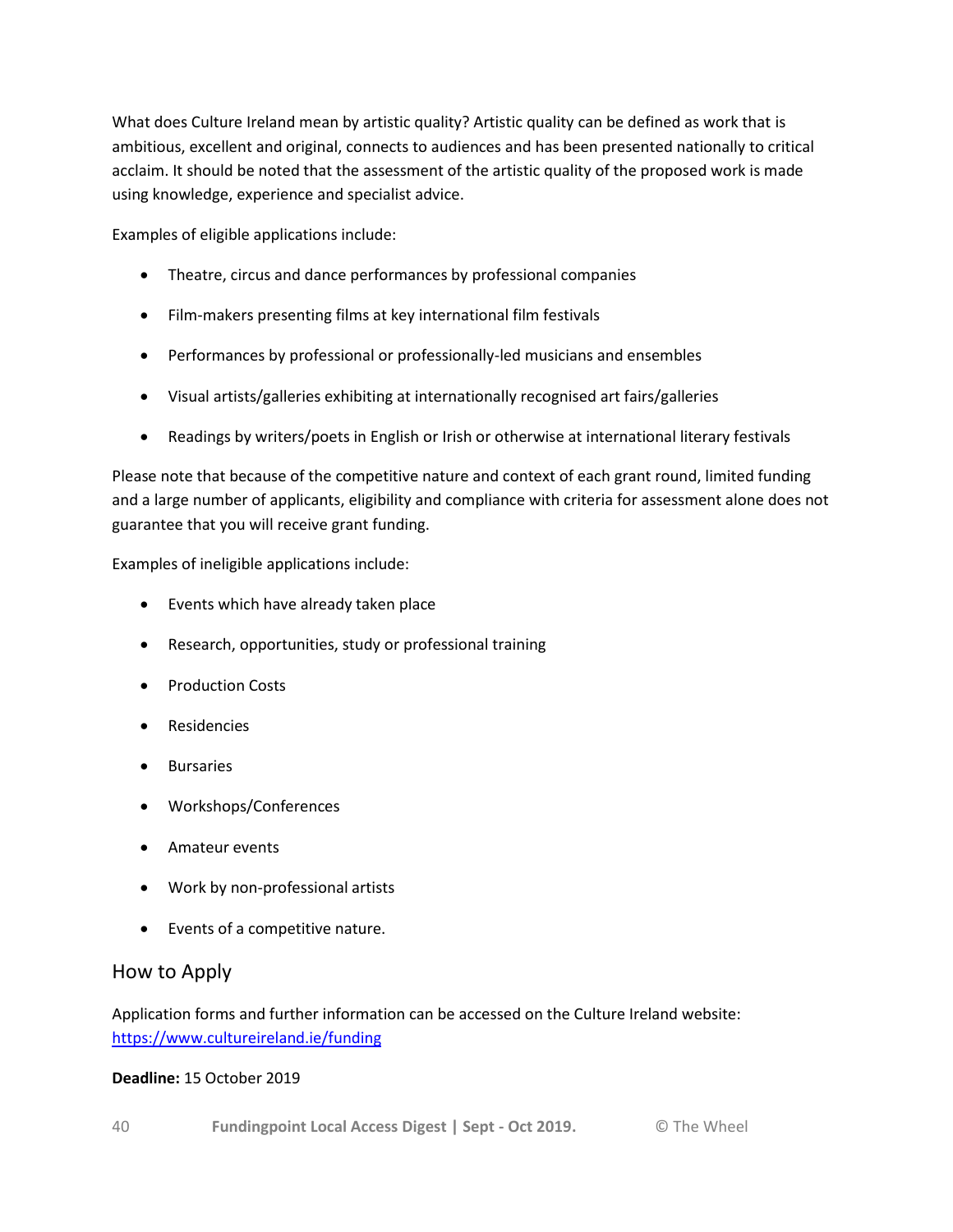What does Culture Ireland mean by artistic quality? Artistic quality can be defined as work that is ambitious, excellent and original, connects to audiences and has been presented nationally to critical acclaim. It should be noted that the assessment of the artistic quality of the proposed work is made using knowledge, experience and specialist advice.

Examples of eligible applications include:

- Theatre, circus and dance performances by professional companies
- Film-makers presenting films at key international film festivals
- Performances by professional or professionally-led musicians and ensembles
- Visual artists/galleries exhibiting at internationally recognised art fairs/galleries
- Readings by writers/poets in English or Irish or otherwise at international literary festivals

Please note that because of the competitive nature and context of each grant round, limited funding and a large number of applicants, eligibility and compliance with criteria for assessment alone does not guarantee that you will receive grant funding.

Examples of ineligible applications include:

- Events which have already taken place
- Research, opportunities, study or professional training
- Production Costs
- Residencies
- Bursaries
- Workshops/Conferences
- Amateur events
- Work by non-professional artists
- Events of a competitive nature.

## How to Apply

Application forms and further information can be accessed on the Culture Ireland website: https://www.cultureireland.ie/funding

**Deadline:** 15 October 2019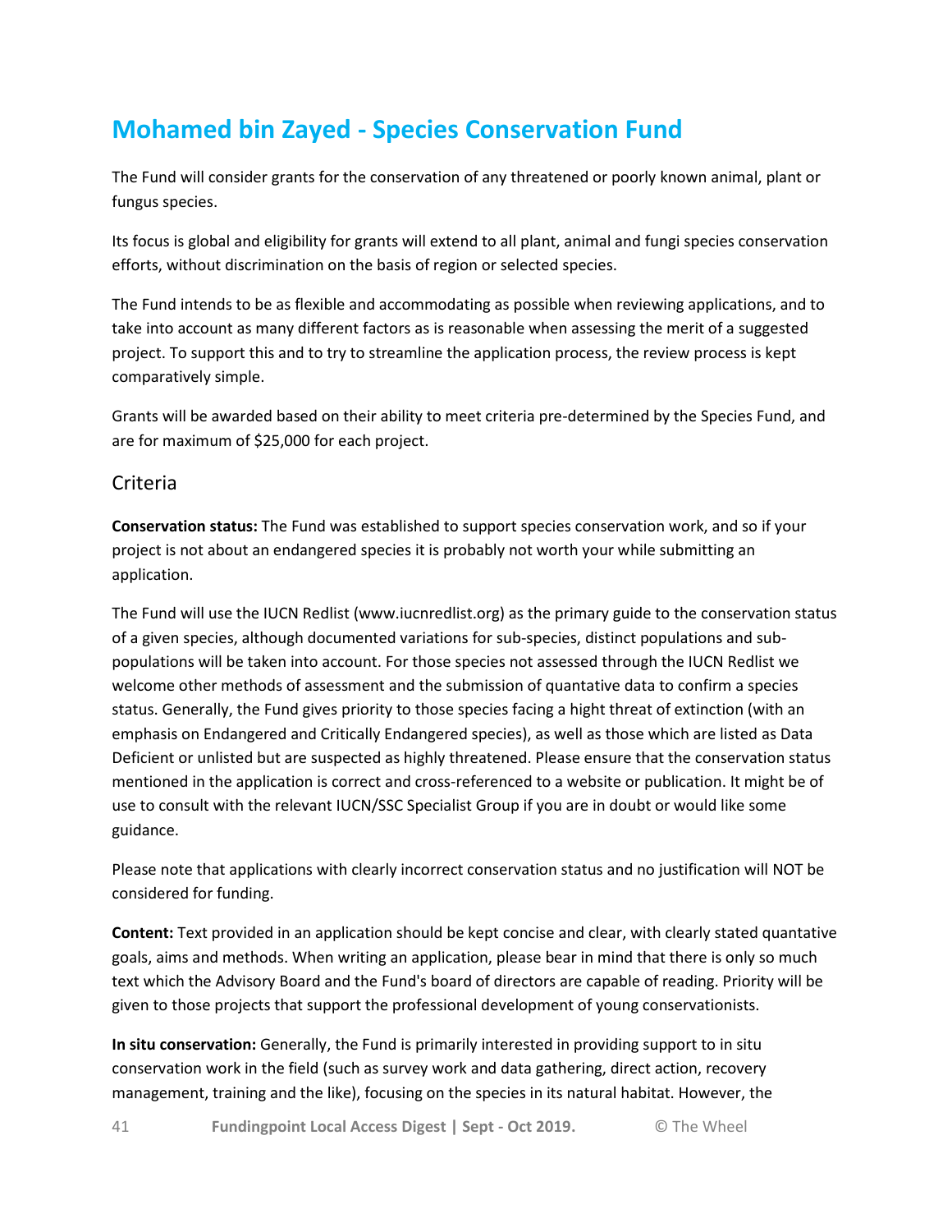# Mohamed bin Zayed - Species Conservation Fund

The Fund will consider grants for the conservation of any threatened or poorly known animal, plant or fungus species.

Its focus is global and eligibility for grants will extend to all plant, animal and fungi species conservation efforts, without discrimination on the basis of region or selected species.

The Fund intends to be as flexible and accommodating as possible when reviewing applications, and to take into account as many different factors as is reasonable when assessing the merit of a suggested project. To support this and to try to streamline the application process, the review process is kept comparatively simple.

Grants will be awarded based on their ability to meet criteria pre-determined by the Species Fund, and are for maximum of $25,000 for each project.

## Criteria

**Conservation status:** The Fund was established to support species conservation work, and so if your project is not about an endangered species it is probably not worth your while submitting an application.

The Fund will use the IUCN Redlist (www.iucnredlist.org) as the primary guide to the conservation status of a given species, although documented variations for sub-species, distinct populations and sub-populations will be taken into account. For those species not assessed through the IUCN Redlist we welcome other methods of assessment and the submission of quantative data to confirm a species status. Generally, the Fund gives priority to those species facing a hight threat of extinction (with an emphasis on Endangered and Critically Endangered species), as well as those which are listed as Data Deficient or unlisted but are suspected as highly threatened. Please ensure that the conservation status mentioned in the application is correct and cross-referenced to a website or publication. It might be of use to consult with the relevant IUCN/SSC Specialist Group if you are in doubt or would like some guidance.

Please note that applications with clearly incorrect conservation status and no justification will NOT be considered for funding.

**Content:** Text provided in an application should be kept concise and clear, with clearly stated quantative goals, aims and methods. When writing an application, please bear in mind that there is only so much text which the Advisory Board and the Fund's board of directors are capable of reading. Priority will be given to those projects that support the professional development of young conservationists.

**In situ conservation:** Generally, the Fund is primarily interested in providing support to in situ conservation work in the field (such as survey work and data gathering, direct action, recovery management, training and the like), focusing on the species in its natural habitat. However, the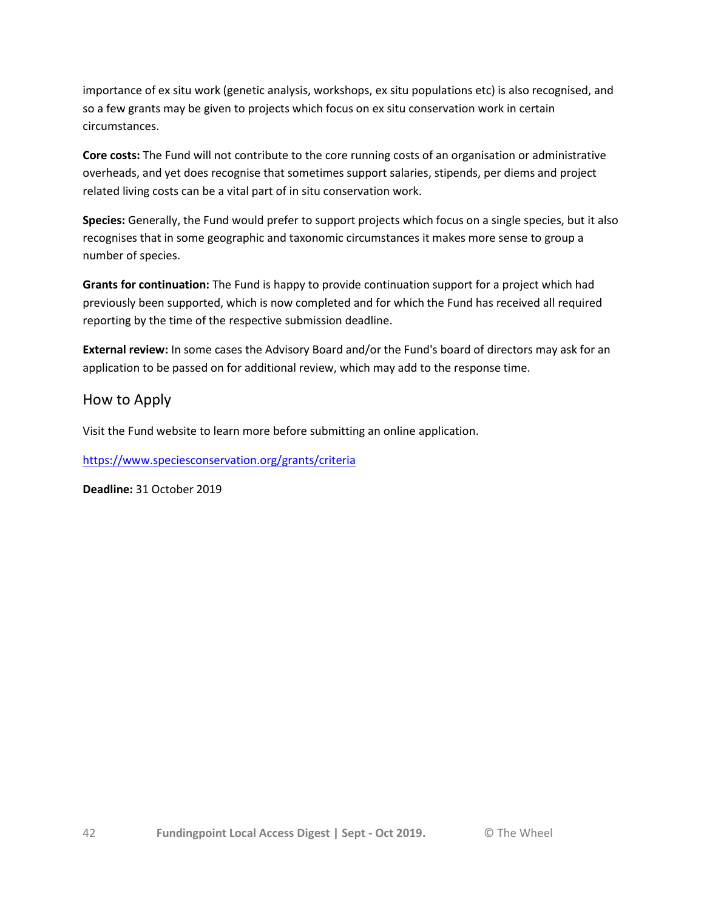importance of ex situ work (genetic analysis, workshops, ex situ populations etc) is also recognised, and so a few grants may be given to projects which focus on ex situ conservation work in certain circumstances.

**Core costs:** The Fund will not contribute to the core running costs of an organisation or administrative overheads, and yet does recognise that sometimes support salaries, stipends, per diems and project related living costs can be a vital part of in situ conservation work.

**Species:** Generally, the Fund would prefer to support projects which focus on a single species, but it also recognises that in some geographic and taxonomic circumstances it makes more sense to group a number of species.

**Grants for continuation:** The Fund is happy to provide continuation support for a project which had previously been supported, which is now completed and for which the Fund has received all required reporting by the time of the respective submission deadline.

**External review:** In some cases the Advisory Board and/or the Fund's board of directors may ask for an application to be passed on for additional review, which may add to the response time.

## How to Apply

Visit the Fund website to learn more before submitting an online application.

https://www.speciesconservation.org/grants/criteria

**Deadline:** 31 October 2019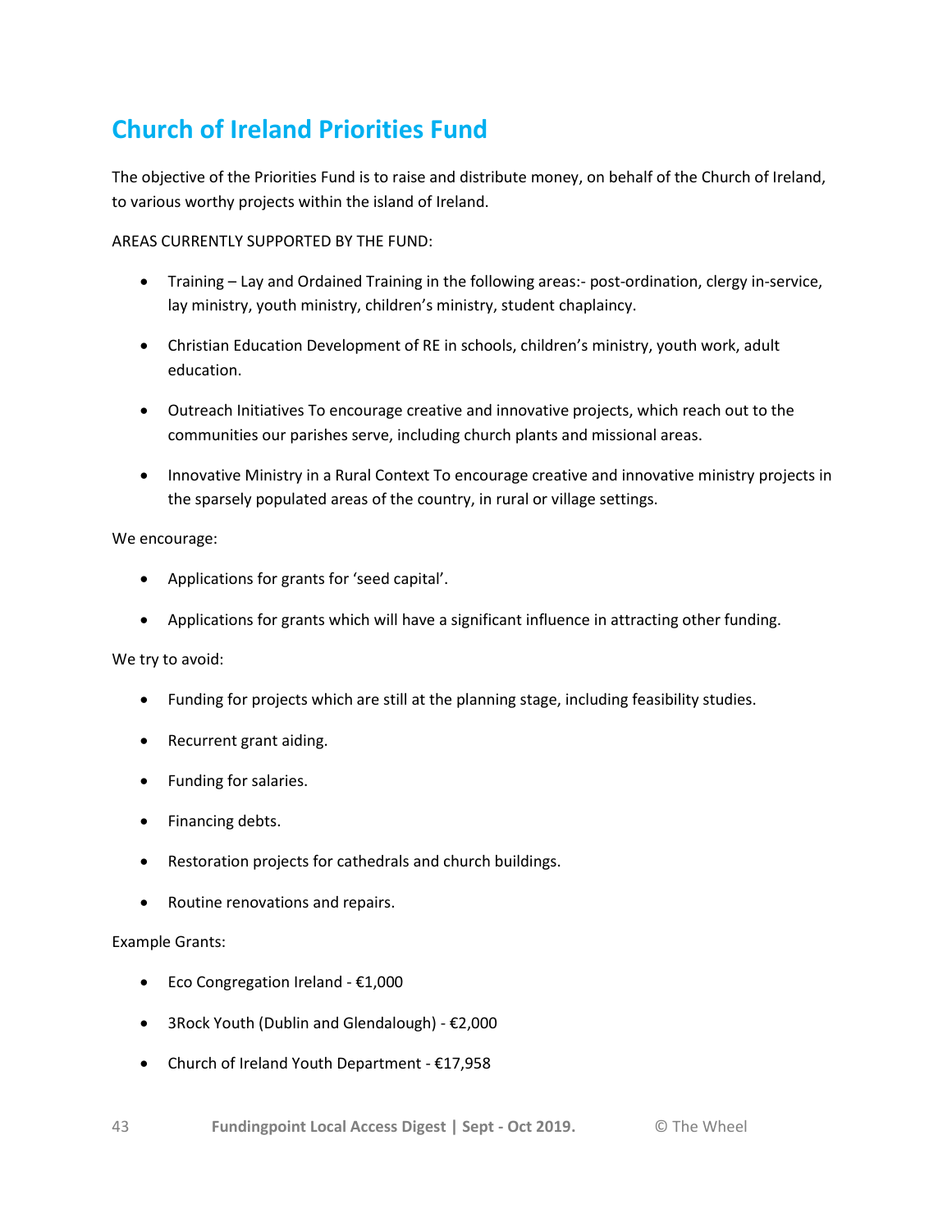## Church of Ireland Priorities Fund

The objective of the Priorities Fund is to raise and distribute money, on behalf of the Church of Ireland, to various worthy projects within the island of Ireland.

AREAS CURRENTLY SUPPORTED BY THE FUND:

- Training – Lay and Ordained Training in the following areas:- post-ordination, clergy in-service, lay ministry, youth ministry, children's ministry, student chaplaincy.
- Christian Education Development of RE in schools, children's ministry, youth work, adult education.
- Outreach Initiatives To encourage creative and innovative projects, which reach out to the communities our parishes serve, including church plants and missional areas.
- Innovative Ministry in a Rural Context To encourage creative and innovative ministry projects in the sparsely populated areas of the country, in rural or village settings.

We encourage:

- Applications for grants for 'seed capital'.
- Applications for grants which will have a significant influence in attracting other funding.

We try to avoid:

- Funding for projects which are still at the planning stage, including feasibility studies.
- Recurrent grant aiding.
- Funding for salaries.
- Financing debts.
- Restoration projects for cathedrals and church buildings.
- Routine renovations and repairs.

Example Grants:

- Eco Congregation Ireland - €1,000
- 3Rock Youth (Dublin and Glendalough) - €2,000
- Church of Ireland Youth Department - €17,958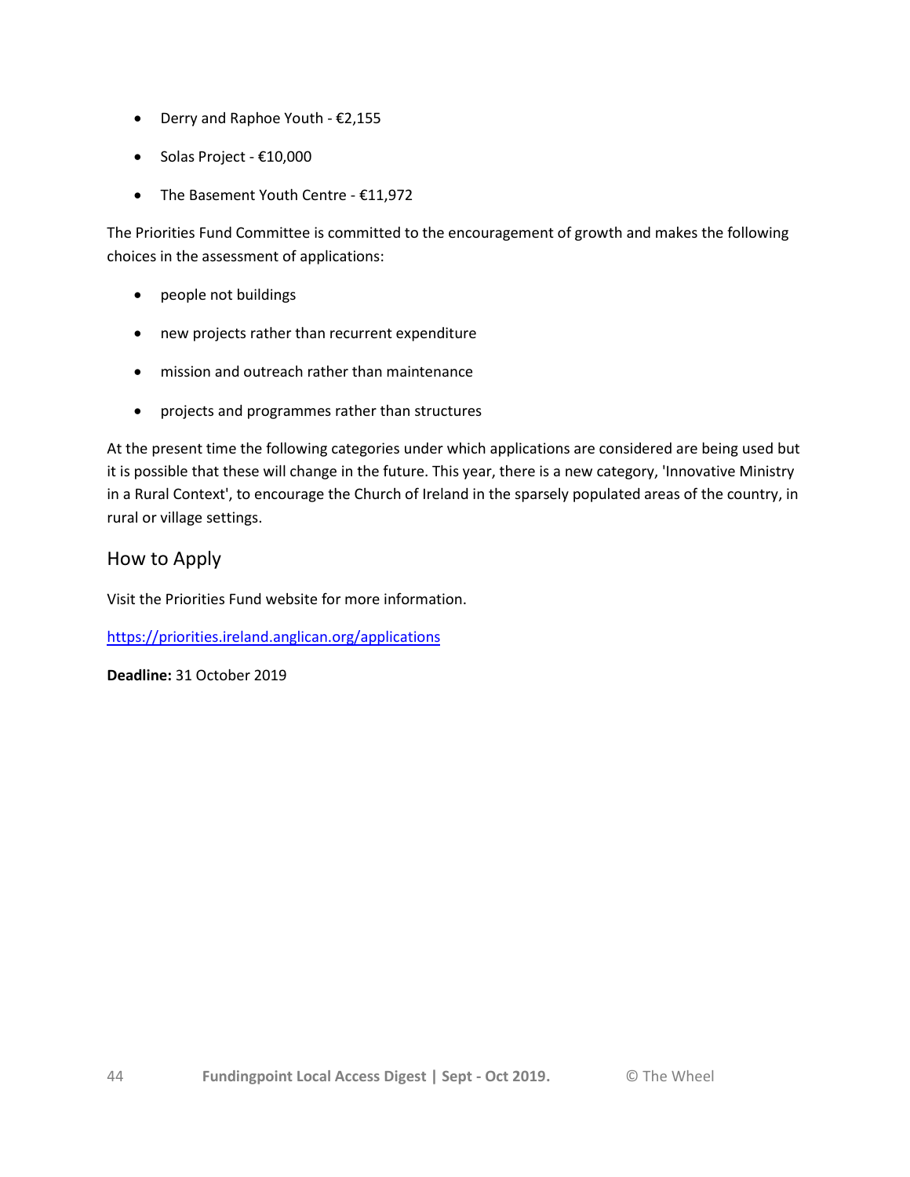- Derry and Raphoe Youth - €2,155
- Solas Project - €10,000
- The Basement Youth Centre - €11,972

The Priorities Fund Committee is committed to the encouragement of growth and makes the following choices in the assessment of applications:

- people not buildings
- new projects rather than recurrent expenditure
- mission and outreach rather than maintenance
- projects and programmes rather than structures

At the present time the following categories under which applications are considered are being used but it is possible that these will change in the future. This year, there is a new category, 'Innovative Ministry in a Rural Context', to encourage the Church of Ireland in the sparsely populated areas of the country, in rural or village settings.

## How to Apply

Visit the Priorities Fund website for more information.

https://priorities.ireland.anglican.org/applications

**Deadline:** 31 October 2019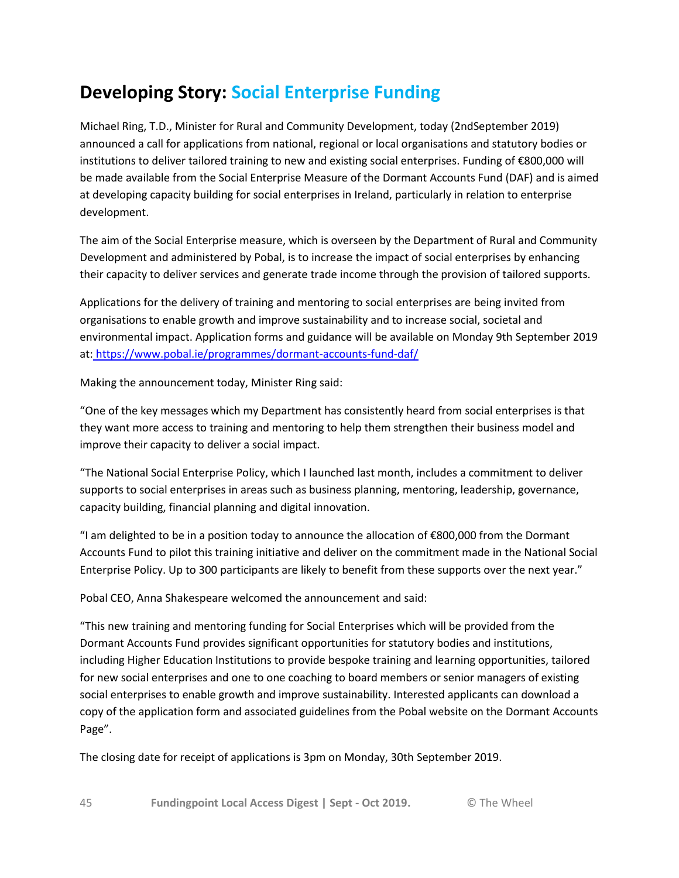## Developing Story: Social Enterprise Funding

Michael Ring, T.D., Minister for Rural and Community Development, today (2ndSeptember 2019) announced a call for applications from national, regional or local organisations and statutory bodies or institutions to deliver tailored training to new and existing social enterprises. Funding of €800,000 will be made available from the Social Enterprise Measure of the Dormant Accounts Fund (DAF) and is aimed at developing capacity building for social enterprises in Ireland, particularly in relation to enterprise development.

The aim of the Social Enterprise measure, which is overseen by the Department of Rural and Community Development and administered by Pobal, is to increase the impact of social enterprises by enhancing their capacity to deliver services and generate trade income through the provision of tailored supports.

Applications for the delivery of training and mentoring to social enterprises are being invited from organisations to enable growth and improve sustainability and to increase social, societal and environmental impact. Application forms and guidance will be available on Monday 9th September 2019 at: [https://www.pobal.ie/programmes/dormant-accounts-fund-daf/](https://www.pobal.ie/programmes/dormant-accounts-fund-daf/)

Making the announcement today, Minister Ring said:

"One of the key messages which my Department has consistently heard from social enterprises is that they want more access to training and mentoring to help them strengthen their business model and improve their capacity to deliver a social impact.

"The National Social Enterprise Policy, which I launched last month, includes a commitment to deliver supports to social enterprises in areas such as business planning, mentoring, leadership, governance, capacity building, financial planning and digital innovation.

"I am delighted to be in a position today to announce the allocation of €800,000 from the Dormant Accounts Fund to pilot this training initiative and deliver on the commitment made in the National Social Enterprise Policy. Up to 300 participants are likely to benefit from these supports over the next year."

Pobal CEO, Anna Shakespeare welcomed the announcement and said:

"This new training and mentoring funding for Social Enterprises which will be provided from the Dormant Accounts Fund provides significant opportunities for statutory bodies and institutions, including Higher Education Institutions to provide bespoke training and learning opportunities, tailored for new social enterprises and one to one coaching to board members or senior managers of existing social enterprises to enable growth and improve sustainability. Interested applicants can download a copy of the application form and associated guidelines from the Pobal website on the Dormant Accounts Page".

The closing date for receipt of applications is 3pm on Monday, 30th September 2019.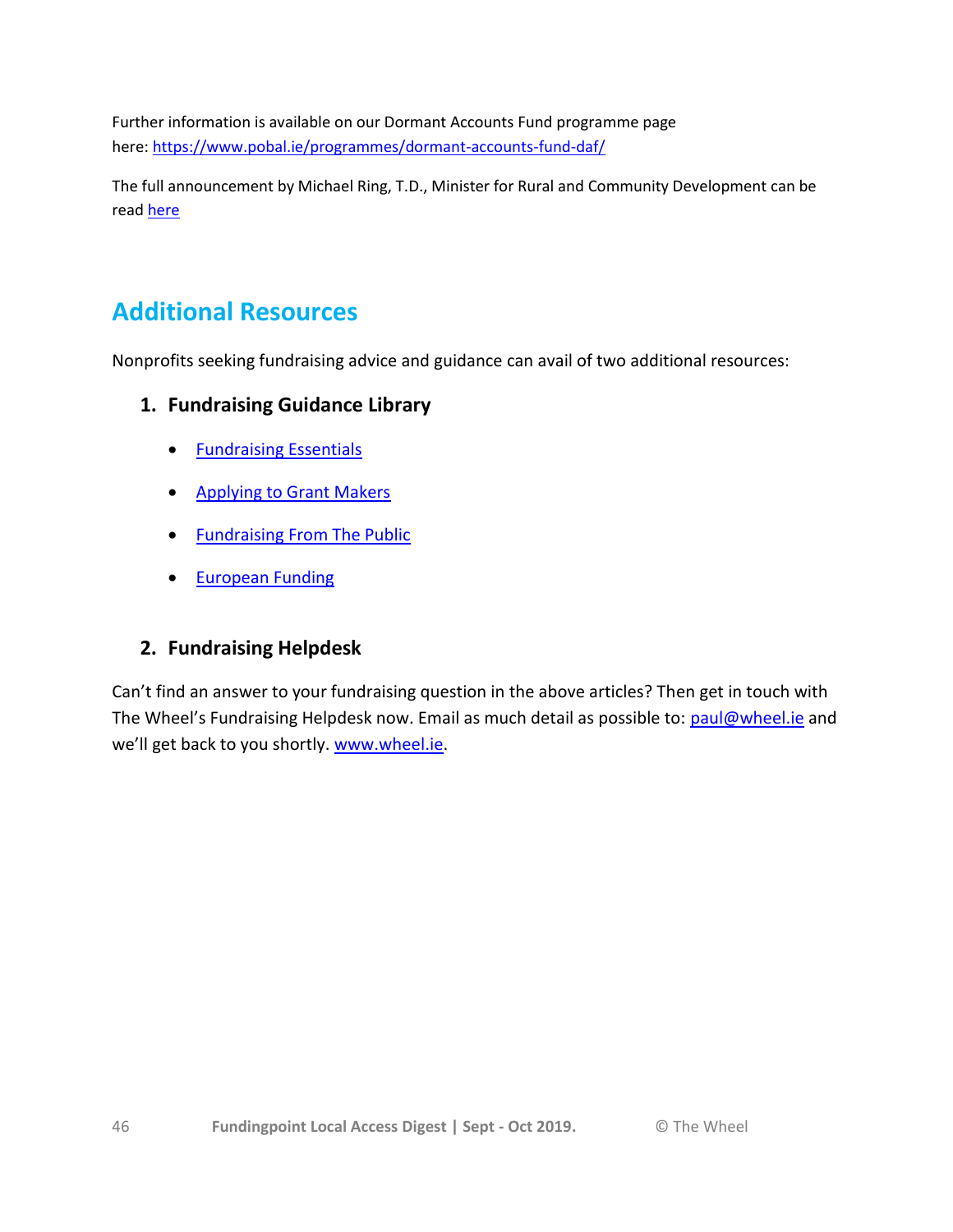Further information is available on our Dormant Accounts Fund programme page here: https://www.pobal.ie/programmes/dormant-accounts-fund-daf/

The full announcement by Michael Ring, T.D., Minister for Rural and Community Development can be read here

## Additional Resources

Nonprofits seeking fundraising advice and guidance can avail of two additional resources:

### 1. Fundraising Guidance Library

- Fundraising Essentials
- Applying to Grant Makers
- Fundraising From The Public
- European Funding

### 2. Fundraising Helpdesk

Can't find an answer to your fundraising question in the above articles? Then get in touch with The Wheel's Fundraising Helpdesk now. Email as much detail as possible to: paul@wheel.ie and we'll get back to you shortly. www.wheel.ie.